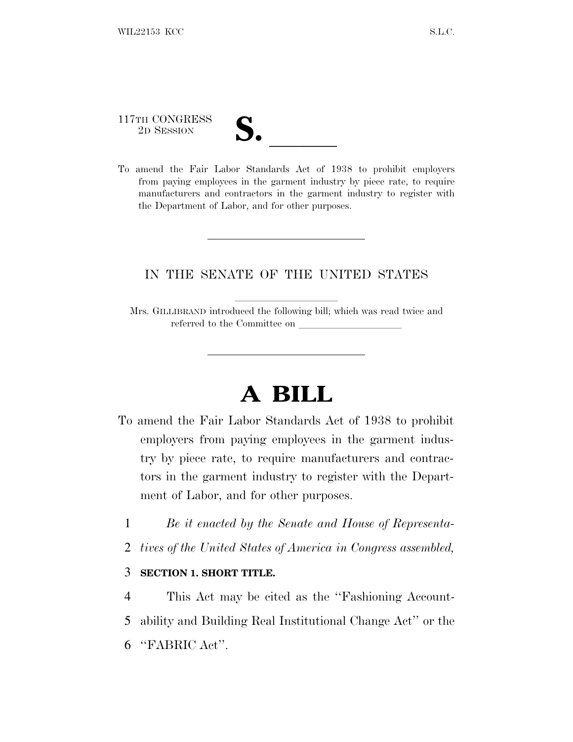117TH CONGRESS
2D SESSION

**S. \_\_\_\_\_\_**

To amend the Fair Labor Standards Act of 1938 to prohibit employers from paying employees in the garment industry by piece rate, to require manufacturers and contractors in the garment industry to register with the Department of Labor, and for other purposes.

---

IN THE SENATE OF THE UNITED STATES

Mrs. GILLIBRAND introduced the following bill; which was read twice and referred to the Committee on \_\_\_\_\_\_\_\_\_\_\_\_\_\_\_\_\_\_\_\_

---

# A BILL

To amend the Fair Labor Standards Act of 1938 to prohibit employers from paying employees in the garment industry by piece rate, to require manufacturers and contractors in the garment industry to register with the Department of Labor, and for other purposes.

1 *Be it enacted by the Senate and House of Representa-*
2 *tives of the United States of America in Congress assembled,*

3 **SECTION 1. SHORT TITLE.**

4 This Act may be cited as the ''Fashioning Account-
5 ability and Building Real Institutional Change Act'' or the
6 ''FABRIC Act''.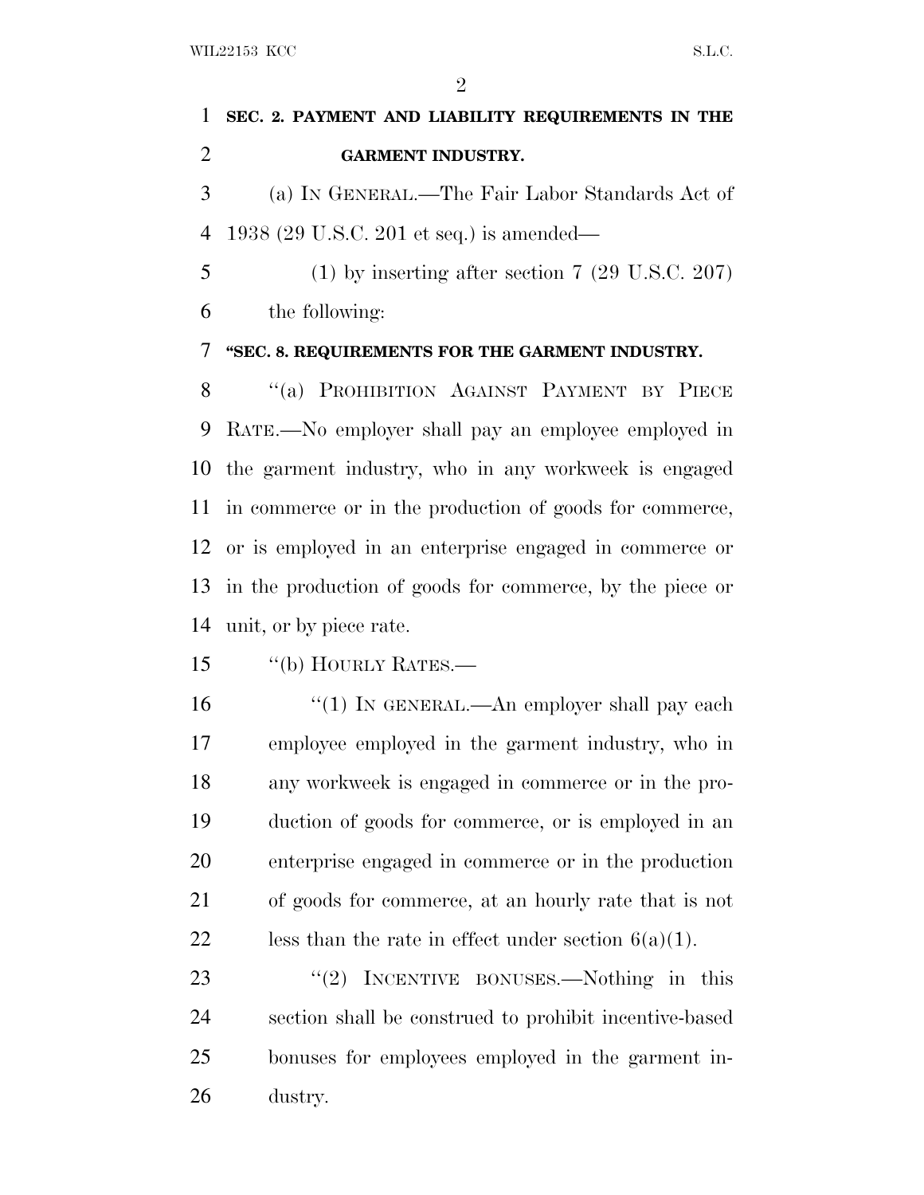**SEC. 2. PAYMENT AND LIABILITY REQUIREMENTS IN THE GARMENT INDUSTRY.**

(a) IN GENERAL.—The Fair Labor Standards Act of 1938 (29 U.S.C. 201 et seq.) is amended—

(1) by inserting after section 7 (29 U.S.C. 207) the following:

**"SEC. 8. REQUIREMENTS FOR THE GARMENT INDUSTRY.**

"(a) PROHIBITION AGAINST PAYMENT BY PIECE RATE.—No employer shall pay an employee employed in the garment industry, who in any workweek is engaged in commerce or in the production of goods for commerce, or is employed in an enterprise engaged in commerce or in the production of goods for commerce, by the piece or unit, or by piece rate.

"(b) HOURLY RATES.—

"(1) IN GENERAL.—An employer shall pay each employee employed in the garment industry, who in any workweek is engaged in commerce or in the production of goods for commerce, or is employed in an enterprise engaged in commerce or in the production of goods for commerce, at an hourly rate that is not less than the rate in effect under section 6(a)(1).

"(2) INCENTIVE BONUSES.—Nothing in this section shall be construed to prohibit incentive-based bonuses for employees employed in the garment industry.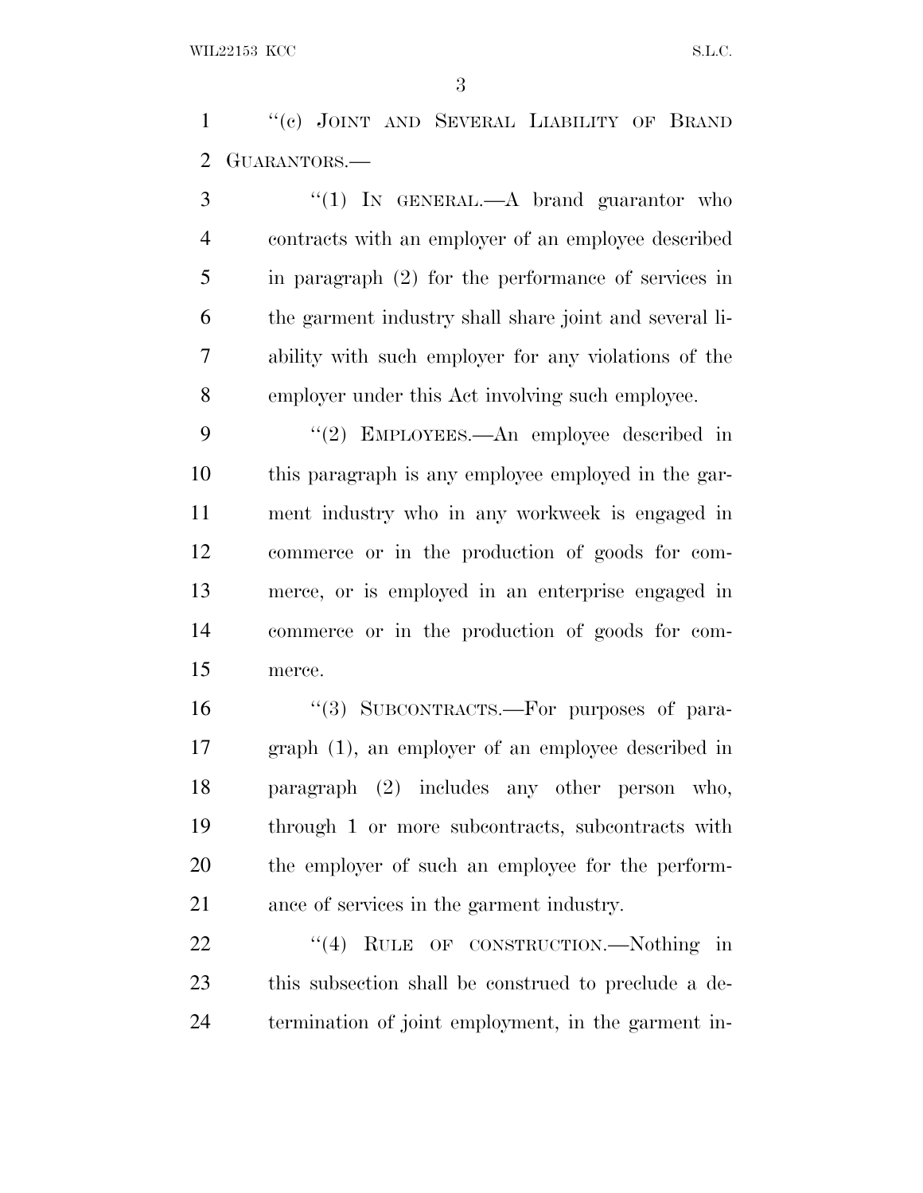"(c) JOINT AND SEVERAL LIABILITY OF BRAND GUARANTORS.—

"(1) IN GENERAL.—A brand guarantor who contracts with an employer of an employee described in paragraph (2) for the performance of services in the garment industry shall share joint and several liability with such employer for any violations of the employer under this Act involving such employee.

"(2) EMPLOYEES.—An employee described in this paragraph is any employee employed in the garment industry who in any workweek is engaged in commerce or in the production of goods for commerce, or is employed in an enterprise engaged in commerce or in the production of goods for commerce.

"(3) SUBCONTRACTS.—For purposes of paragraph (1), an employer of an employee described in paragraph (2) includes any other person who, through 1 or more subcontracts, subcontracts with the employer of such an employee for the performance of services in the garment industry.

"(4) RULE OF CONSTRUCTION.—Nothing in this subsection shall be construed to preclude a determination of joint employment, in the garment in-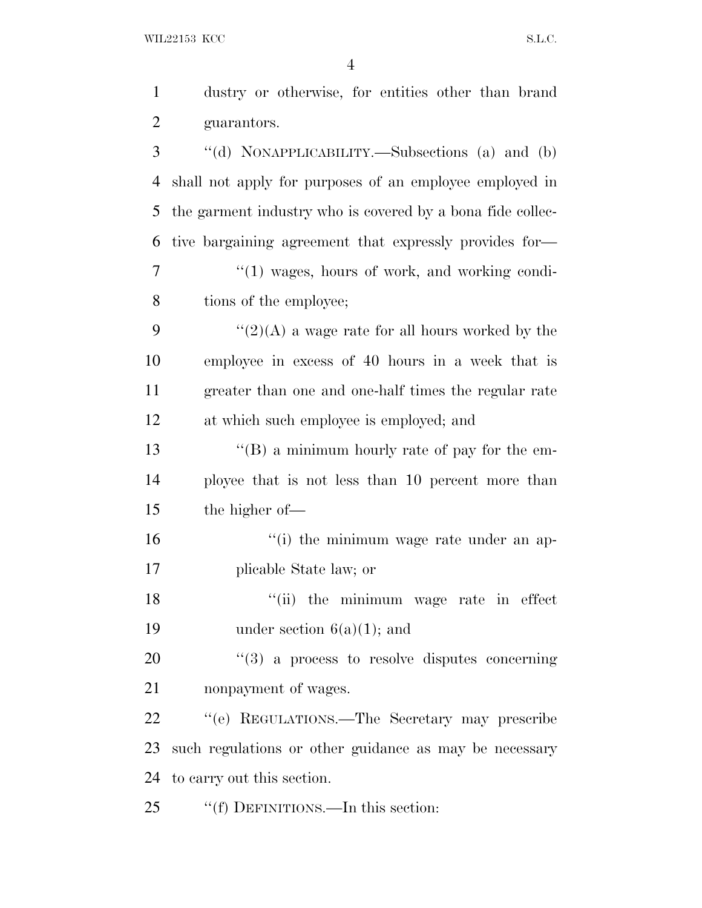dustry or otherwise, for entities other than brand guarantors.

''(d) NONAPPLICABILITY.—Subsections (a) and (b) shall not apply for purposes of an employee employed in the garment industry who is covered by a bona fide collective bargaining agreement that expressly provides for—

''(1) wages, hours of work, and working conditions of the employee;

''(2)(A) a wage rate for all hours worked by the employee in excess of 40 hours in a week that is greater than one and one-half times the regular rate at which such employee is employed; and

''(B) a minimum hourly rate of pay for the employee that is not less than 10 percent more than the higher of—

''(i) the minimum wage rate under an applicable State law; or

''(ii) the minimum wage rate in effect under section 6(a)(1); and

''(3) a process to resolve disputes concerning nonpayment of wages.

''(e) REGULATIONS.—The Secretary may prescribe such regulations or other guidance as may be necessary to carry out this section.

''(f) DEFINITIONS.—In this section: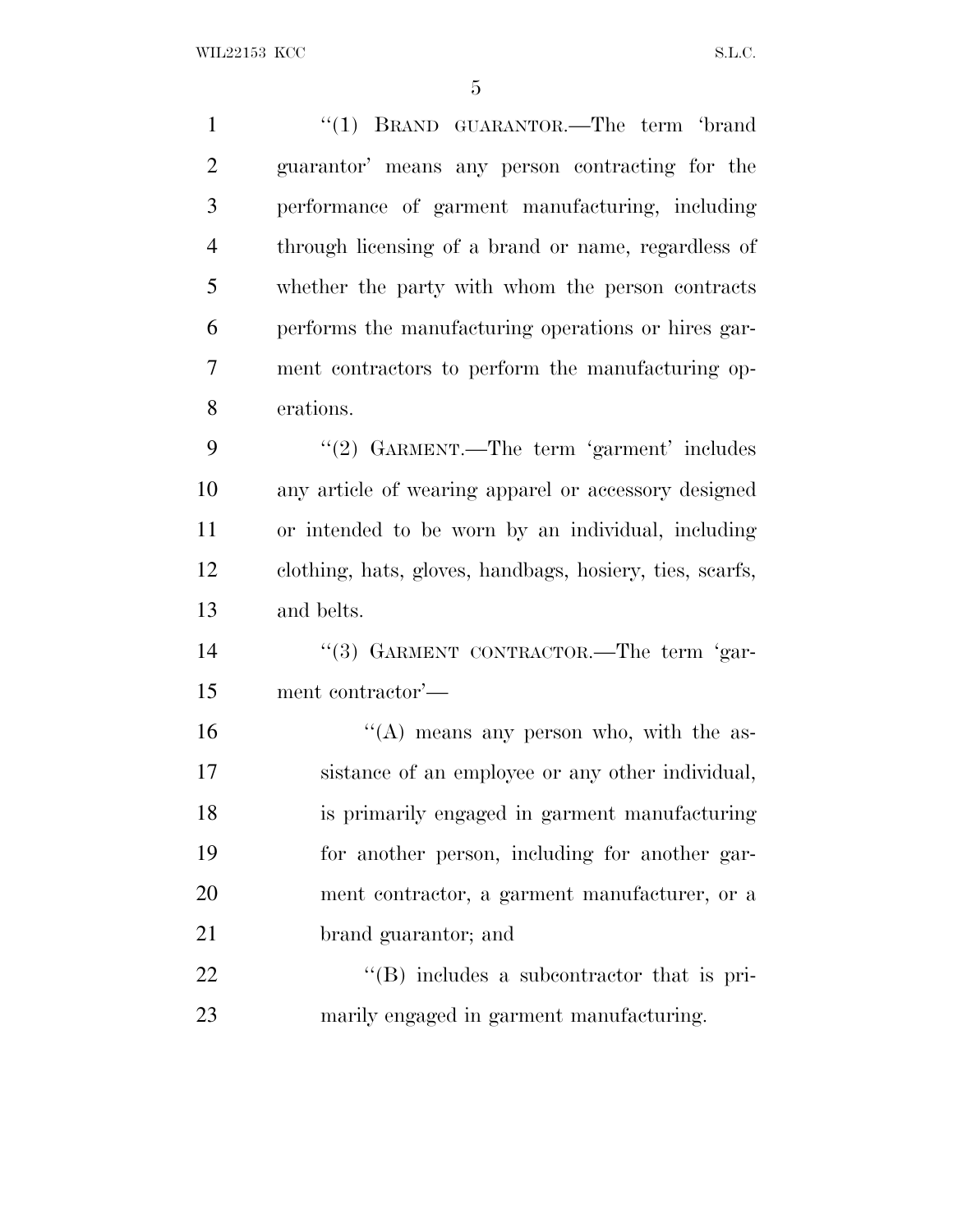''(1) BRAND GUARANTOR.—The term 'brand guarantor' means any person contracting for the performance of garment manufacturing, including through licensing of a brand or name, regardless of whether the party with whom the person contracts performs the manufacturing operations or hires garment contractors to perform the manufacturing operations.

''(2) GARMENT.—The term 'garment' includes any article of wearing apparel or accessory designed or intended to be worn by an individual, including clothing, hats, gloves, handbags, hosiery, ties, scarfs, and belts.

''(3) GARMENT CONTRACTOR.—The term 'garment contractor'—

''(A) means any person who, with the assistance of an employee or any other individual, is primarily engaged in garment manufacturing for another person, including for another garment contractor, a garment manufacturer, or a brand guarantor; and

''(B) includes a subcontractor that is primarily engaged in garment manufacturing.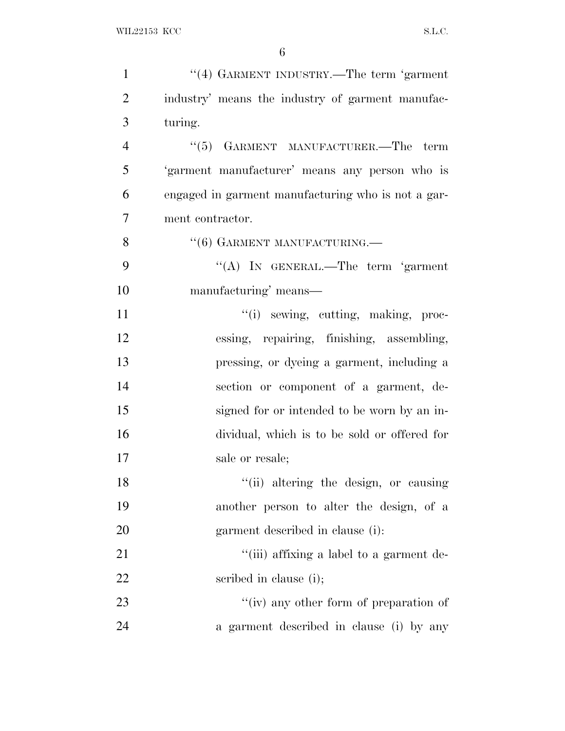''(4) GARMENT INDUSTRY.—The term 'garment industry' means the industry of garment manufacturing.

''(5) GARMENT MANUFACTURER.—The term 'garment manufacturer' means any person who is engaged in garment manufacturing who is not a garment contractor.

''(6) GARMENT MANUFACTURING.—

''(A) IN GENERAL.—The term 'garment manufacturing' means—

''(i) sewing, cutting, making, processing, repairing, finishing, assembling, pressing, or dyeing a garment, including a section or component of a garment, designed for or intended to be worn by an individual, which is to be sold or offered for sale or resale;

''(ii) altering the design, or causing another person to alter the design, of a garment described in clause (i):

''(iii) affixing a label to a garment described in clause (i);

''(iv) any other form of preparation of a garment described in clause (i) by any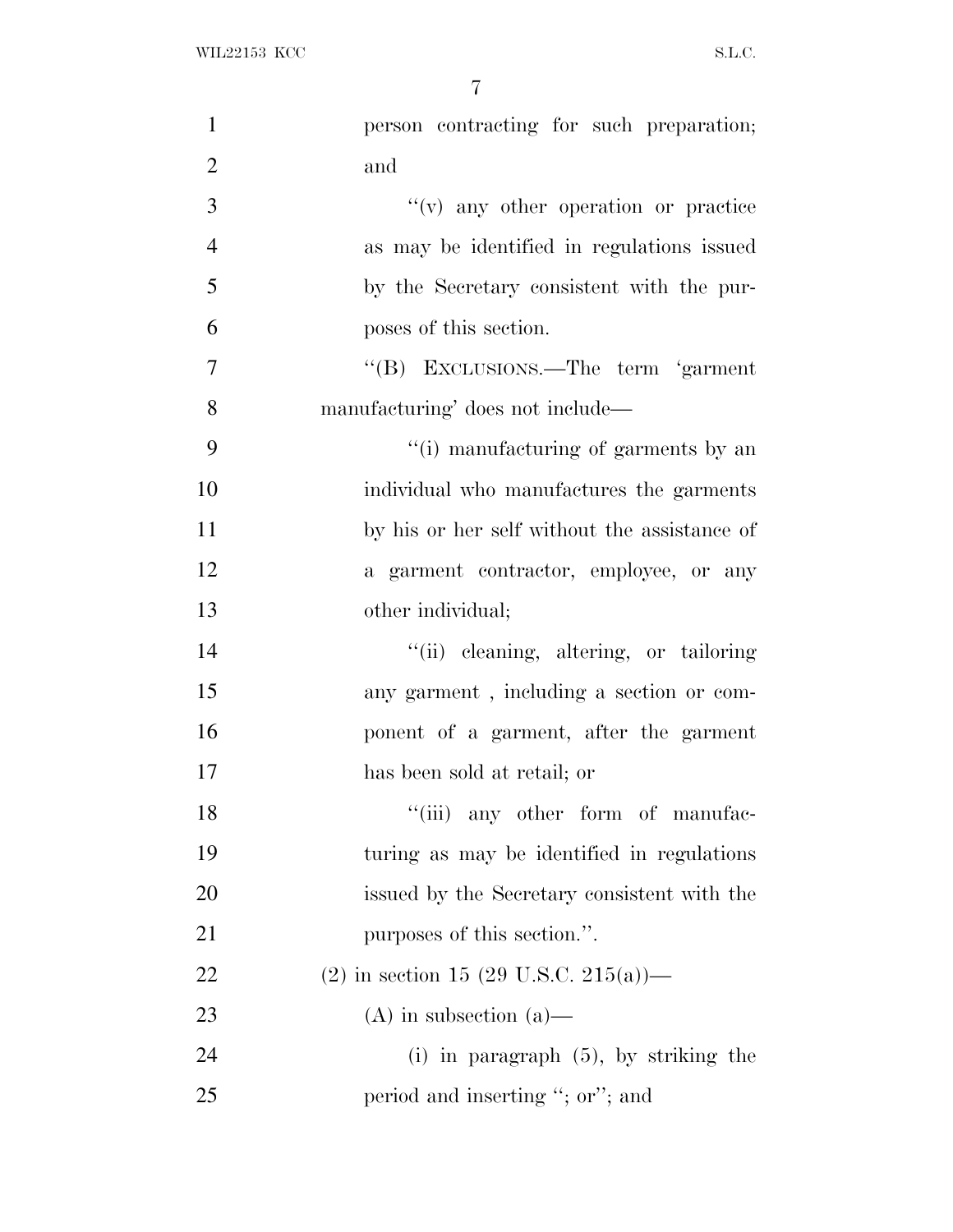person contracting for such preparation; and

"(v) any other operation or practice as may be identified in regulations issued by the Secretary consistent with the purposes of this section.

"(B) EXCLUSIONS.—The term 'garment manufacturing' does not include—

"(i) manufacturing of garments by an individual who manufactures the garments by his or her self without the assistance of a garment contractor, employee, or any other individual;

"(ii) cleaning, altering, or tailoring any garment , including a section or component of a garment, after the garment has been sold at retail; or

"(iii) any other form of manufacturing as may be identified in regulations issued by the Secretary consistent with the purposes of this section.".

(2) in section 15 (29 U.S.C. 215(a))—

(A) in subsection (a)—

(i) in paragraph (5), by striking the period and inserting "; or"; and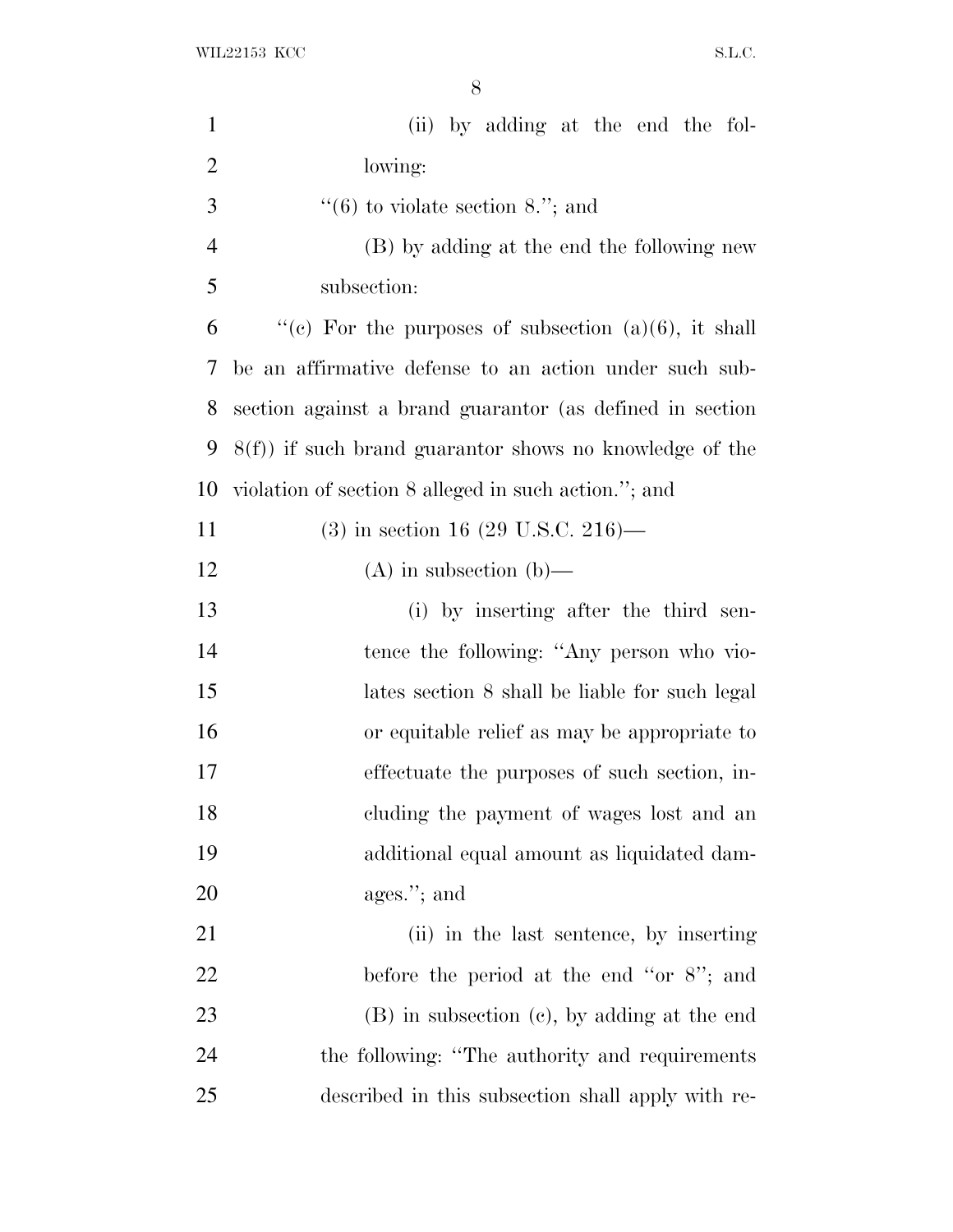(ii) by adding at the end the following:

"(6) to violate section 8."; and

(B) by adding at the end the following new subsection:

"(c) For the purposes of subsection (a)(6), it shall be an affirmative defense to an action under such subsection against a brand guarantor (as defined in section 8(f)) if such brand guarantor shows no knowledge of the violation of section 8 alleged in such action."; and

(3) in section 16 (29 U.S.C. 216)—

(A) in subsection (b)—

(i) by inserting after the third sentence the following: "Any person who violates section 8 shall be liable for such legal or equitable relief as may be appropriate to effectuate the purposes of such section, including the payment of wages lost and an additional equal amount as liquidated damages."; and

(ii) in the last sentence, by inserting before the period at the end "or 8"; and

(B) in subsection (c), by adding at the end the following: "The authority and requirements described in this subsection shall apply with re-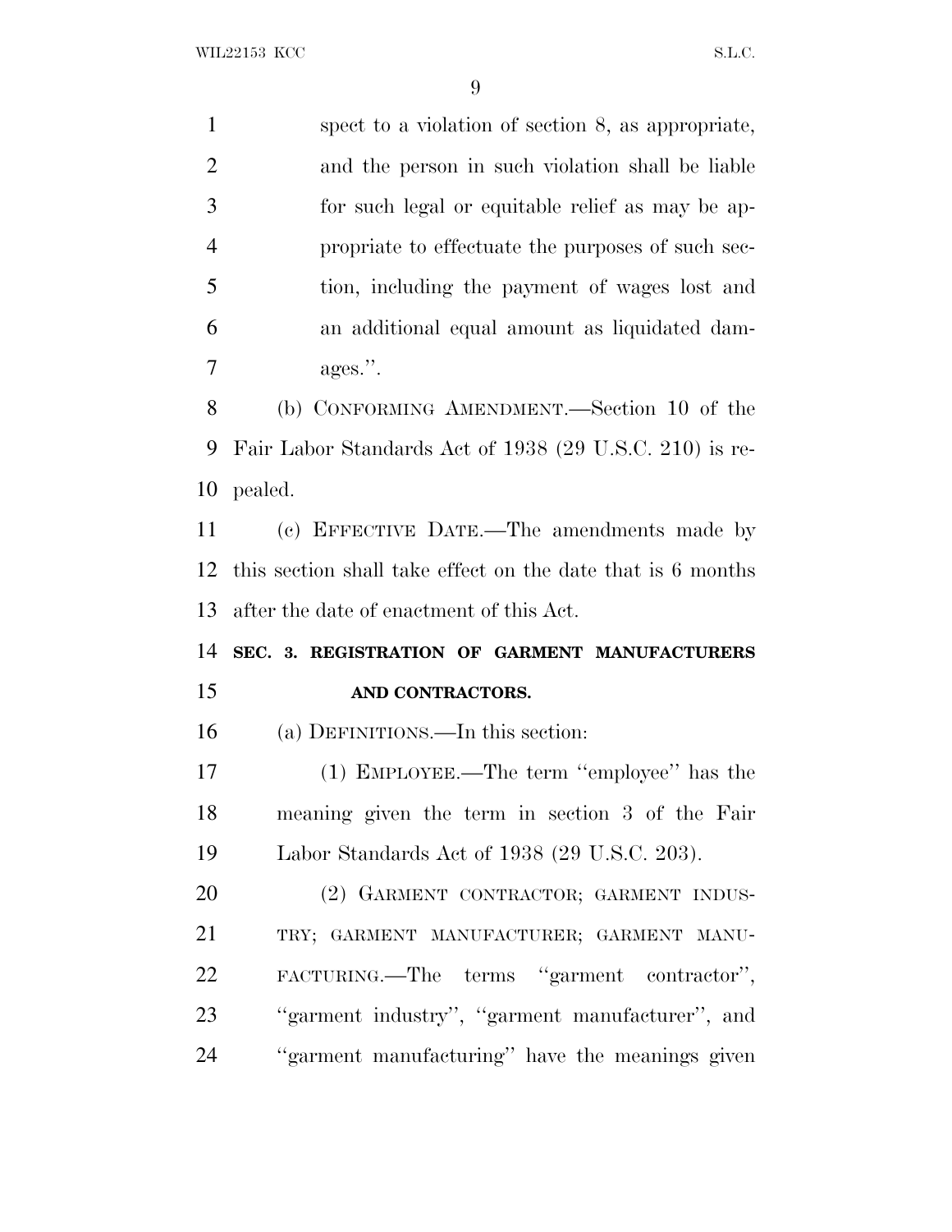spect to a violation of section 8, as appropriate, and the person in such violation shall be liable for such legal or equitable relief as may be appropriate to effectuate the purposes of such section, including the payment of wages lost and an additional equal amount as liquidated damages.''.

(b) CONFORMING AMENDMENT.—Section 10 of the Fair Labor Standards Act of 1938 (29 U.S.C. 210) is repealed.

(c) EFFECTIVE DATE.—The amendments made by this section shall take effect on the date that is 6 months after the date of enactment of this Act.

## SEC. 3. REGISTRATION OF GARMENT MANUFACTURERS AND CONTRACTORS.

(a) DEFINITIONS.—In this section:

(1) EMPLOYEE.—The term ''employee'' has the meaning given the term in section 3 of the Fair Labor Standards Act of 1938 (29 U.S.C. 203).

(2) GARMENT CONTRACTOR; GARMENT INDUSTRY; GARMENT MANUFACTURER; GARMENT MANUFACTURING.—The terms ''garment contractor'', ''garment industry'', ''garment manufacturer'', and ''garment manufacturing'' have the meanings given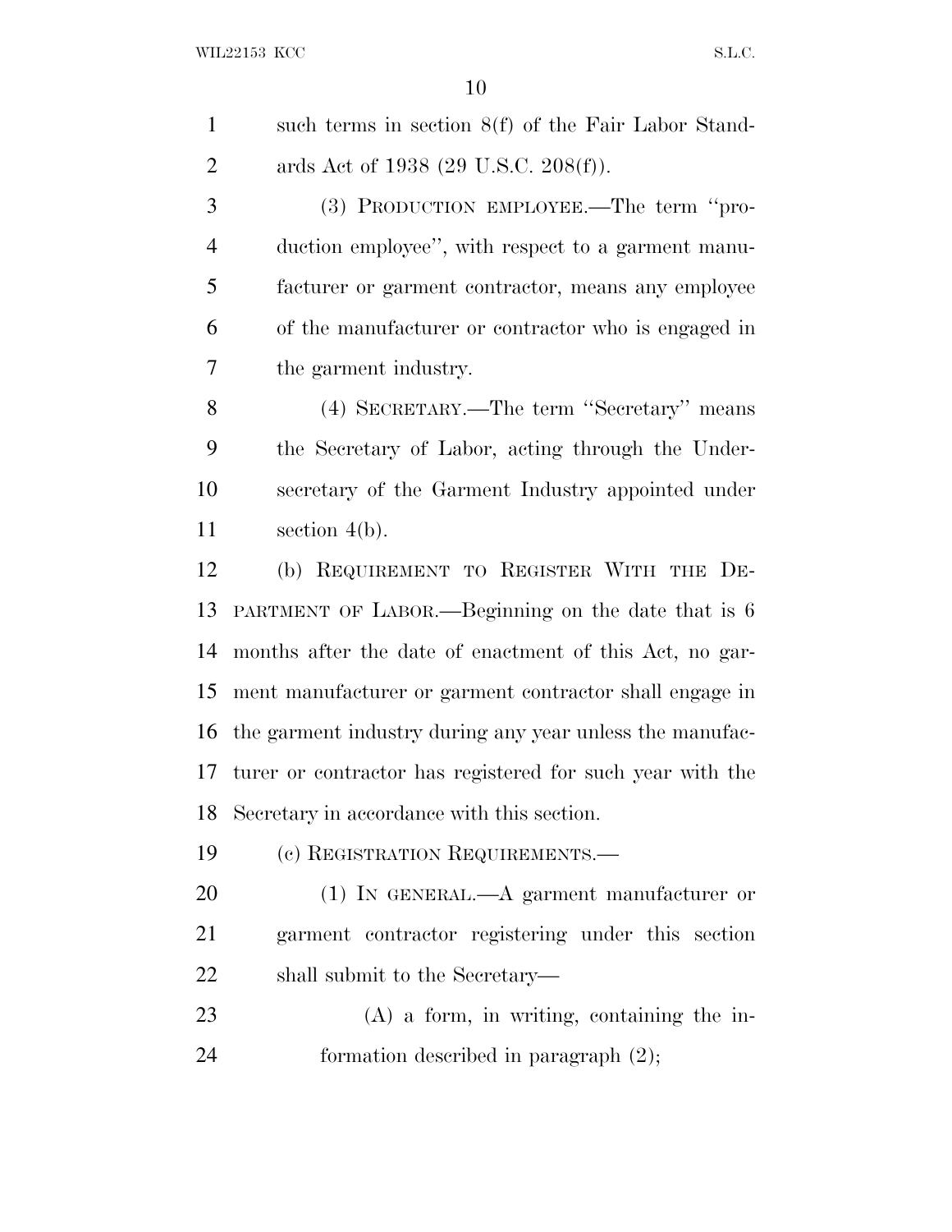such terms in section 8(f) of the Fair Labor Standards Act of 1938 (29 U.S.C. 208(f)).

(3) PRODUCTION EMPLOYEE.—The term ''production employee'', with respect to a garment manufacturer or garment contractor, means any employee of the manufacturer or contractor who is engaged in the garment industry.

(4) SECRETARY.—The term ''Secretary'' means the Secretary of Labor, acting through the Undersecretary of the Garment Industry appointed under section 4(b).

(b) REQUIREMENT TO REGISTER WITH THE DEPARTMENT OF LABOR.—Beginning on the date that is 6 months after the date of enactment of this Act, no garment manufacturer or garment contractor shall engage in the garment industry during any year unless the manufacturer or contractor has registered for such year with the Secretary in accordance with this section.

(c) REGISTRATION REQUIREMENTS.—

(1) IN GENERAL.—A garment manufacturer or garment contractor registering under this section shall submit to the Secretary—

(A) a form, in writing, containing the information described in paragraph (2);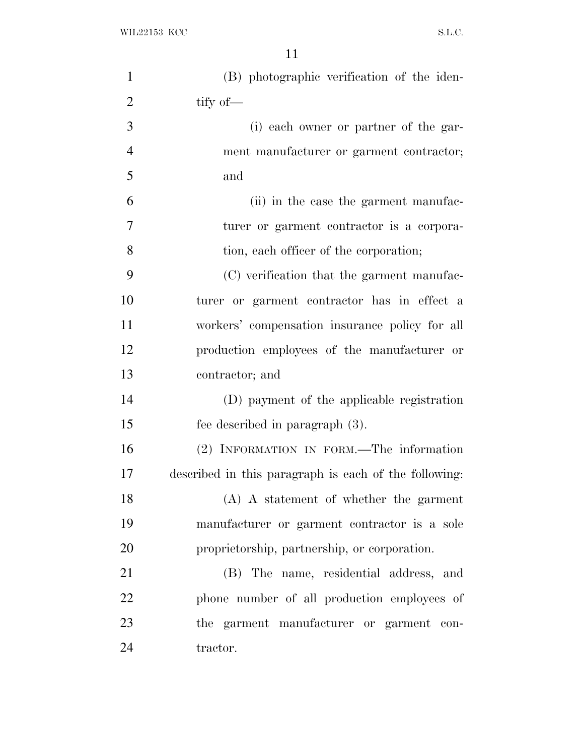(B) photographic verification of the identify of—

(i) each owner or partner of the garment manufacturer or garment contractor; and

(ii) in the case the garment manufacturer or garment contractor is a corporation, each officer of the corporation;

(C) verification that the garment manufacturer or garment contractor has in effect a workers' compensation insurance policy for all production employees of the manufacturer or contractor; and

(D) payment of the applicable registration fee described in paragraph (3).

(2) INFORMATION IN FORM.—The information described in this paragraph is each of the following:

(A) A statement of whether the garment manufacturer or garment contractor is a sole proprietorship, partnership, or corporation.

(B) The name, residential address, and phone number of all production employees of the garment manufacturer or garment contractor.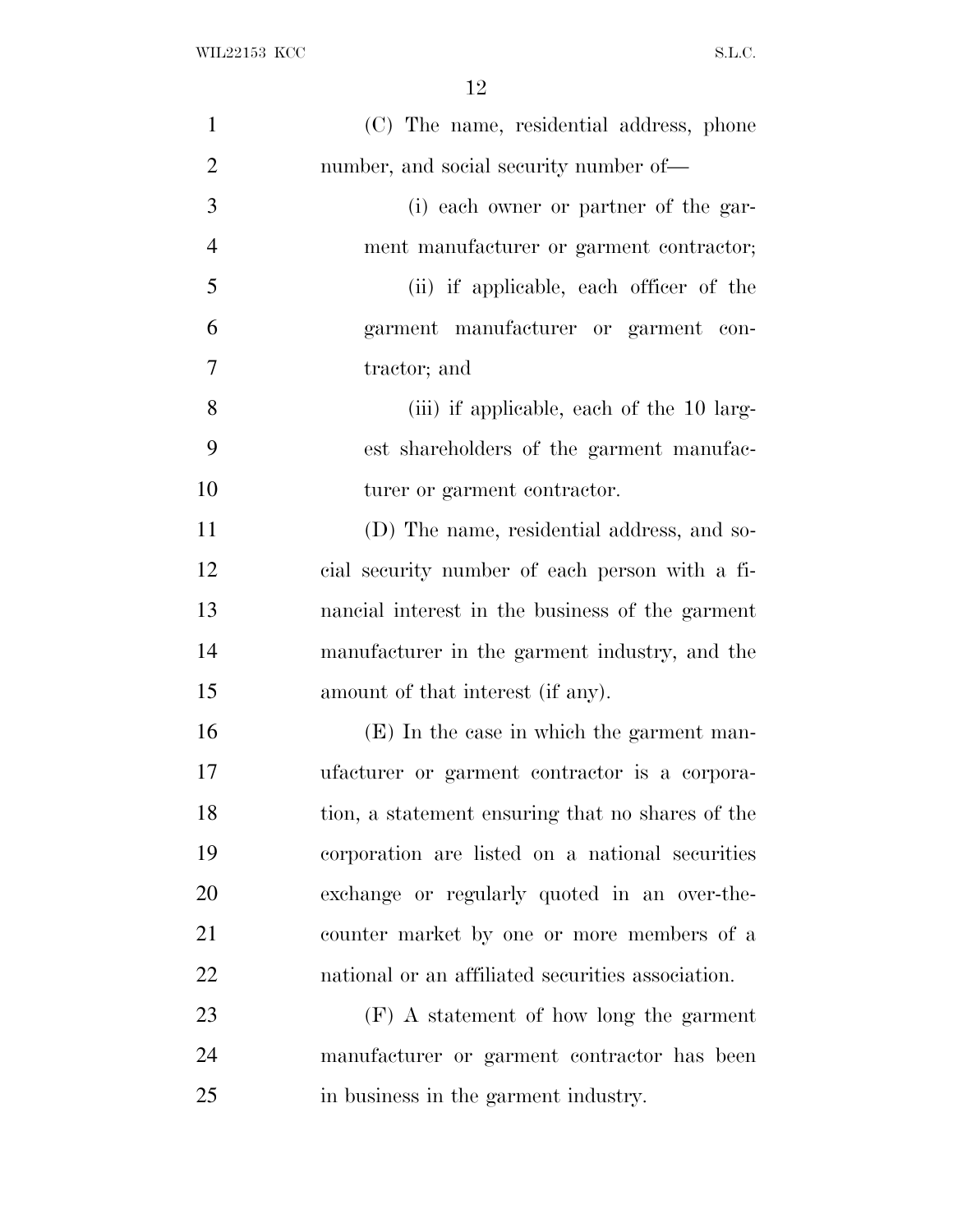(C) The name, residential address, phone number, and social security number of—

(i) each owner or partner of the garment manufacturer or garment contractor;

(ii) if applicable, each officer of the garment manufacturer or garment contractor; and

(iii) if applicable, each of the 10 largest shareholders of the garment manufacturer or garment contractor.

(D) The name, residential address, and social security number of each person with a financial interest in the business of the garment manufacturer in the garment industry, and the amount of that interest (if any).

(E) In the case in which the garment manufacturer or garment contractor is a corporation, a statement ensuring that no shares of the corporation are listed on a national securities exchange or regularly quoted in an over-the-counter market by one or more members of a national or an affiliated securities association.

(F) A statement of how long the garment manufacturer or garment contractor has been in business in the garment industry.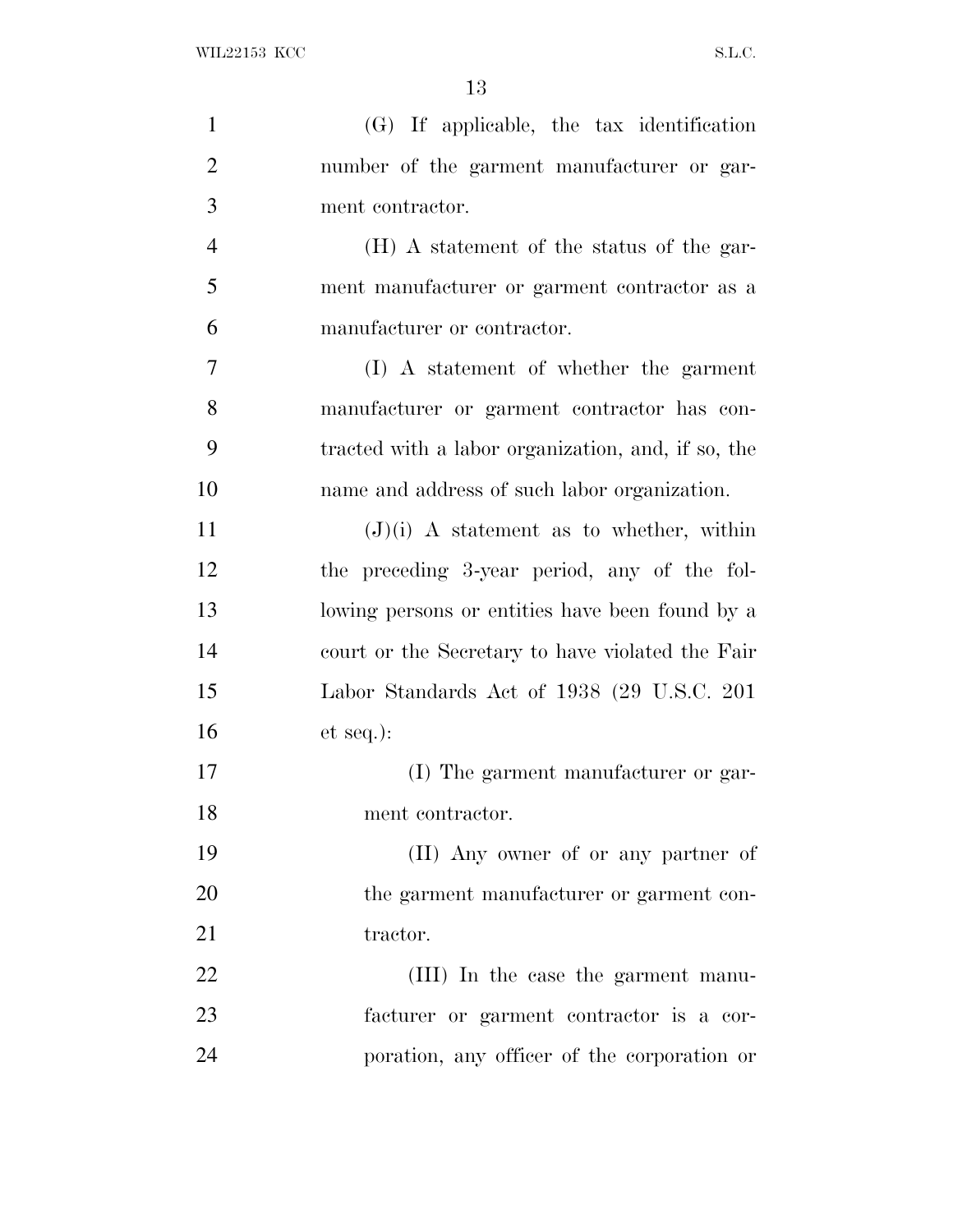(G) If applicable, the tax identification number of the garment manufacturer or garment contractor.

(H) A statement of the status of the garment manufacturer or garment contractor as a manufacturer or contractor.

(I) A statement of whether the garment manufacturer or garment contractor has contracted with a labor organization, and, if so, the name and address of such labor organization.

(J)(i) A statement as to whether, within the preceding 3-year period, any of the following persons or entities have been found by a court or the Secretary to have violated the Fair Labor Standards Act of 1938 (29 U.S.C. 201 et seq.):

(I) The garment manufacturer or garment contractor.

(II) Any owner of or any partner of the garment manufacturer or garment contractor.

(III) In the case the garment manufacturer or garment contractor is a corporation, any officer of the corporation or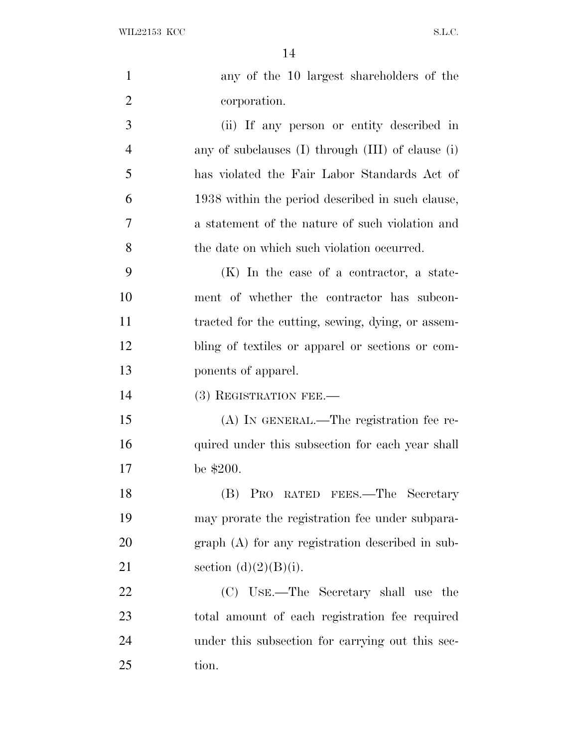any of the 10 largest shareholders of the corporation.

(ii) If any person or entity described in any of subclauses (I) through (III) of clause (i) has violated the Fair Labor Standards Act of 1938 within the period described in such clause, a statement of the nature of such violation and the date on which such violation occurred.

(K) In the case of a contractor, a statement of whether the contractor has subcontracted for the cutting, sewing, dying, or assembling of textiles or apparel or sections or components of apparel.

(3) REGISTRATION FEE.—

(A) IN GENERAL.—The registration fee required under this subsection for each year shall be $200.

(B) PRO RATED FEES.—The Secretary may prorate the registration fee under subparagraph (A) for any registration described in subsection (d)(2)(B)(i).

(C) USE.—The Secretary shall use the total amount of each registration fee required under this subsection for carrying out this section.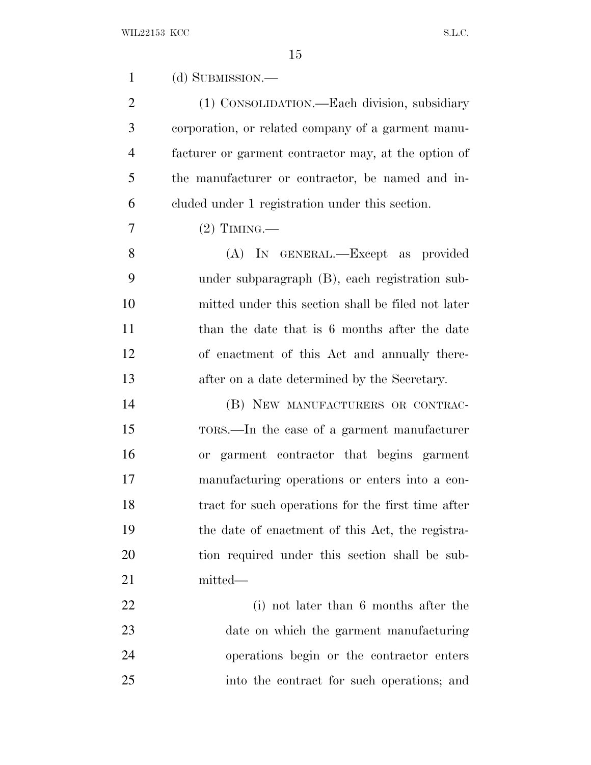(d) SUBMISSION.—

(1) CONSOLIDATION.—Each division, subsidiary corporation, or related company of a garment manufacturer or garment contractor may, at the option of the manufacturer or contractor, be named and included under 1 registration under this section.

(2) TIMING.—

(A) IN GENERAL.—Except as provided under subparagraph (B), each registration submitted under this section shall be filed not later than the date that is 6 months after the date of enactment of this Act and annually thereafter on a date determined by the Secretary.

(B) NEW MANUFACTURERS OR CONTRACTORS.—In the case of a garment manufacturer or garment contractor that begins garment manufacturing operations or enters into a contract for such operations for the first time after the date of enactment of this Act, the registration required under this section shall be submitted—

(i) not later than 6 months after the date on which the garment manufacturing operations begin or the contractor enters into the contract for such operations; and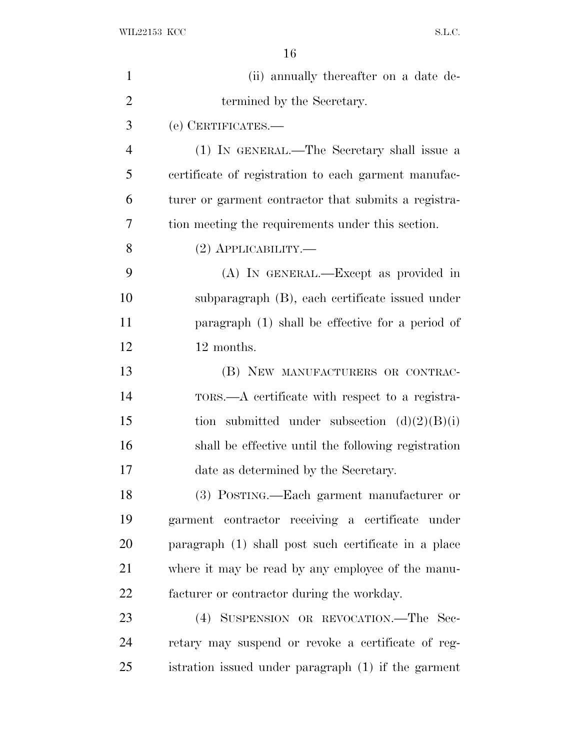(ii) annually thereafter on a date determined by the Secretary.

(e) CERTIFICATES.—

(1) IN GENERAL.—The Secretary shall issue a certificate of registration to each garment manufacturer or garment contractor that submits a registration meeting the requirements under this section.

(2) APPLICABILITY.—

(A) IN GENERAL.—Except as provided in subparagraph (B), each certificate issued under paragraph (1) shall be effective for a period of 12 months.

(B) NEW MANUFACTURERS OR CONTRACTORS.—A certificate with respect to a registration submitted under subsection (d)(2)(B)(i) shall be effective until the following registration date as determined by the Secretary.

(3) POSTING.—Each garment manufacturer or garment contractor receiving a certificate under paragraph (1) shall post such certificate in a place where it may be read by any employee of the manufacturer or contractor during the workday.

(4) SUSPENSION OR REVOCATION.—The Secretary may suspend or revoke a certificate of registration issued under paragraph (1) if the garment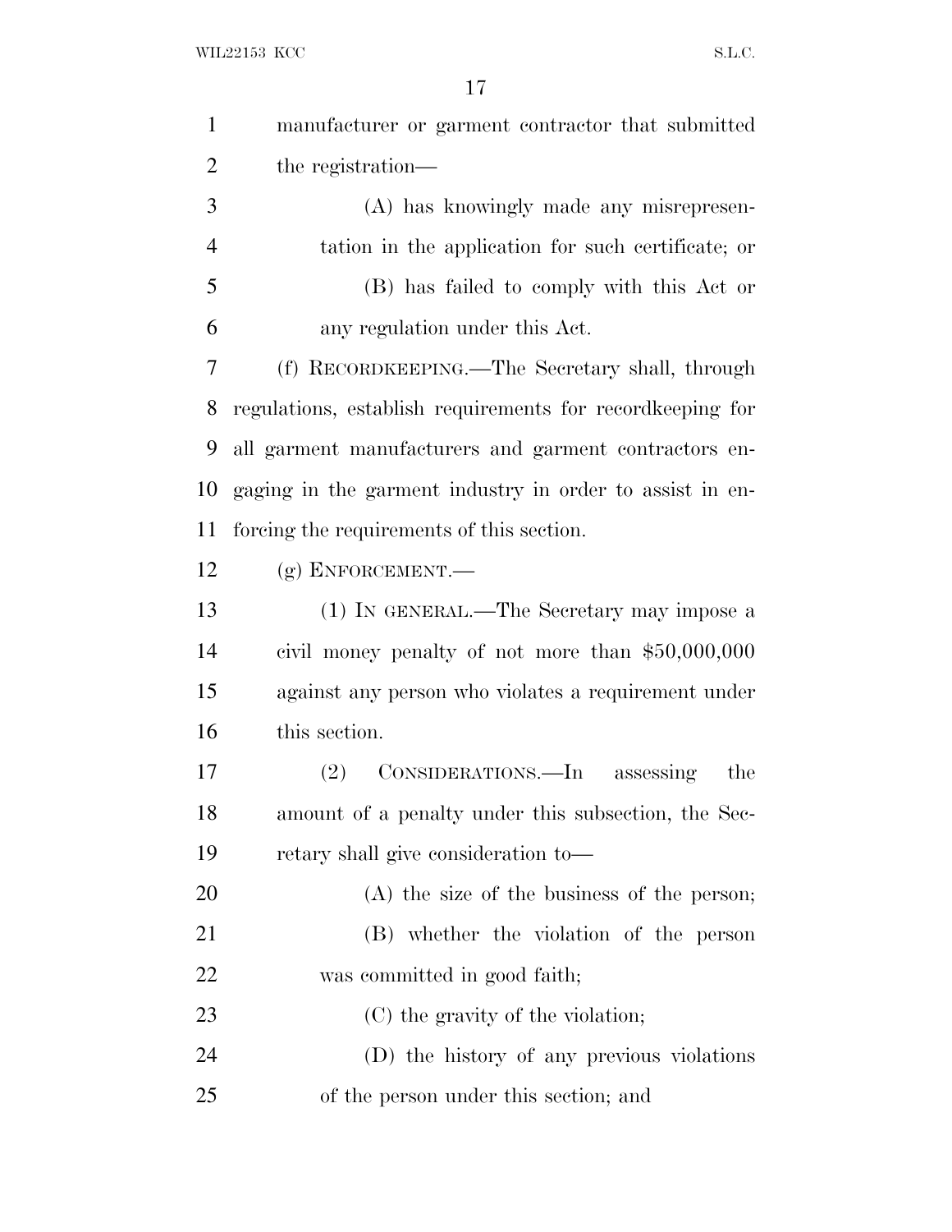manufacturer or garment contractor that submitted the registration—

(A) has knowingly made any misrepresentation in the application for such certificate; or

(B) has failed to comply with this Act or any regulation under this Act.

(f) RECORDKEEPING.—The Secretary shall, through regulations, establish requirements for recordkeeping for all garment manufacturers and garment contractors engaging in the garment industry in order to assist in enforcing the requirements of this section.

(g) ENFORCEMENT.—

(1) IN GENERAL.—The Secretary may impose a civil money penalty of not more than $50,000,000 against any person who violates a requirement under this section.

(2) CONSIDERATIONS.—In assessing the amount of a penalty under this subsection, the Secretary shall give consideration to—

(A) the size of the business of the person;

(B) whether the violation of the person was committed in good faith;

(C) the gravity of the violation;

(D) the history of any previous violations of the person under this section; and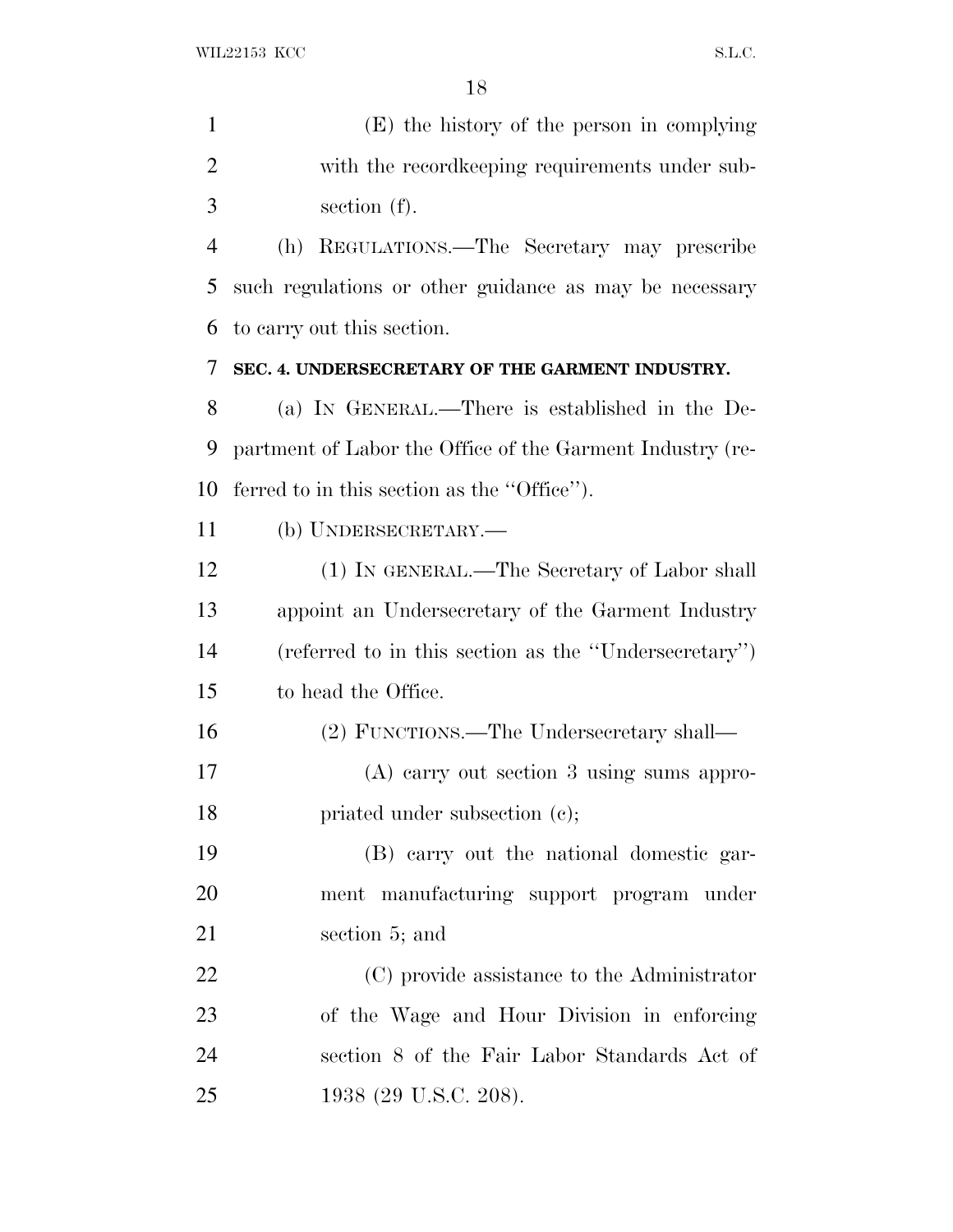(E) the history of the person in complying with the recordkeeping requirements under subsection (f).

(h) REGULATIONS.—The Secretary may prescribe such regulations or other guidance as may be necessary to carry out this section.

**SEC. 4. UNDERSECRETARY OF THE GARMENT INDUSTRY.**

(a) IN GENERAL.—There is established in the Department of Labor the Office of the Garment Industry (referred to in this section as the ''Office'').

(b) UNDERSECRETARY.—

(1) IN GENERAL.—The Secretary of Labor shall appoint an Undersecretary of the Garment Industry (referred to in this section as the ''Undersecretary'') to head the Office.

(2) FUNCTIONS.—The Undersecretary shall—

(A) carry out section 3 using sums appropriated under subsection (c);

(B) carry out the national domestic garment manufacturing support program under section 5; and

(C) provide assistance to the Administrator of the Wage and Hour Division in enforcing section 8 of the Fair Labor Standards Act of 1938 (29 U.S.C. 208).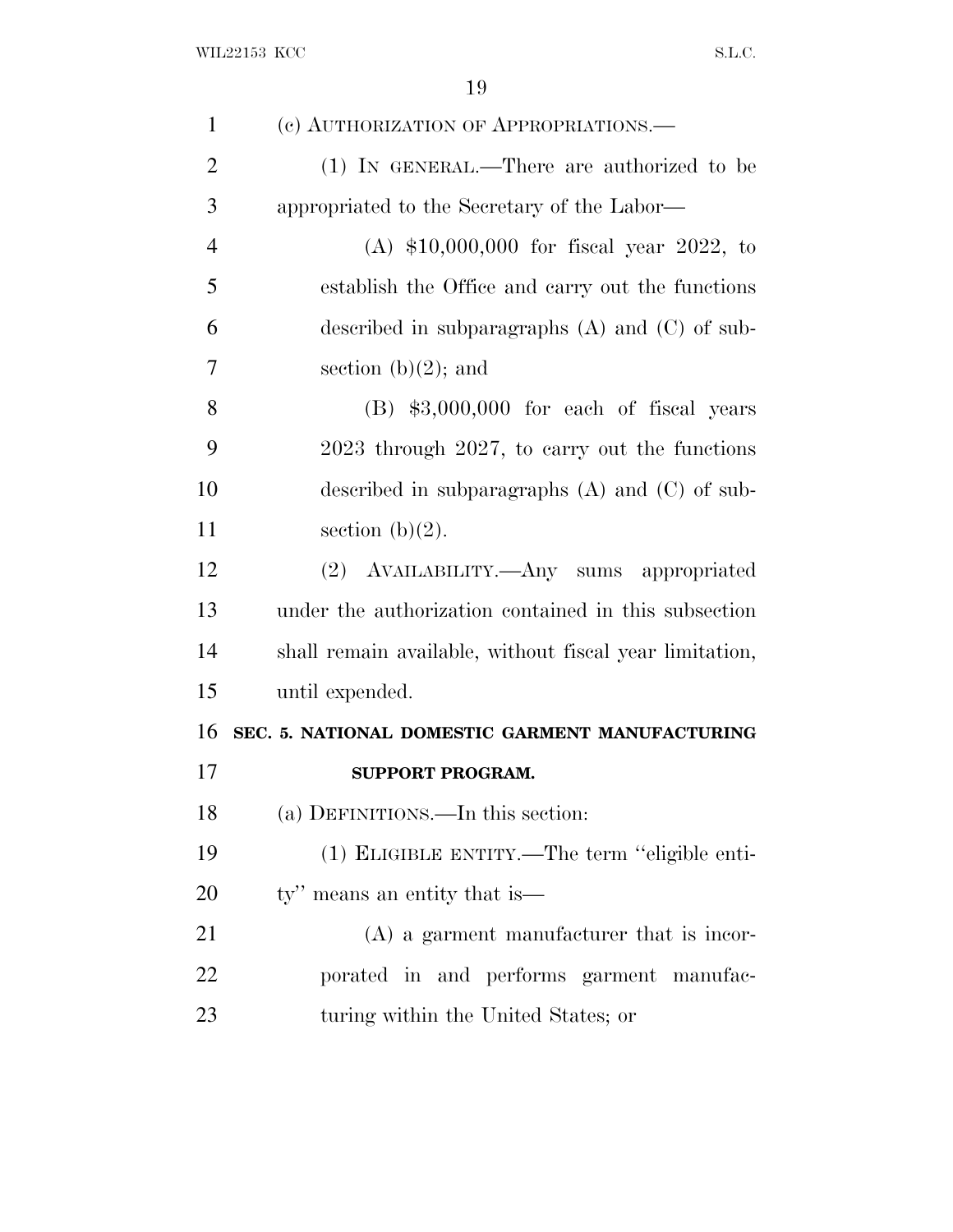(c) AUTHORIZATION OF APPROPRIATIONS.—

(1) IN GENERAL.—There are authorized to be appropriated to the Secretary of the Labor—

(A) $10,000,000 for fiscal year 2022, to establish the Office and carry out the functions described in subparagraphs (A) and (C) of subsection (b)(2); and

(B) $3,000,000 for each of fiscal years 2023 through 2027, to carry out the functions described in subparagraphs (A) and (C) of subsection (b)(2).

(2) AVAILABILITY.—Any sums appropriated under the authorization contained in this subsection shall remain available, without fiscal year limitation, until expended.

**SEC. 5. NATIONAL DOMESTIC GARMENT MANUFACTURING SUPPORT PROGRAM.**

(a) DEFINITIONS.—In this section:

(1) ELIGIBLE ENTITY.—The term ''eligible entity'' means an entity that is—

(A) a garment manufacturer that is incorporated in and performs garment manufacturing within the United States; or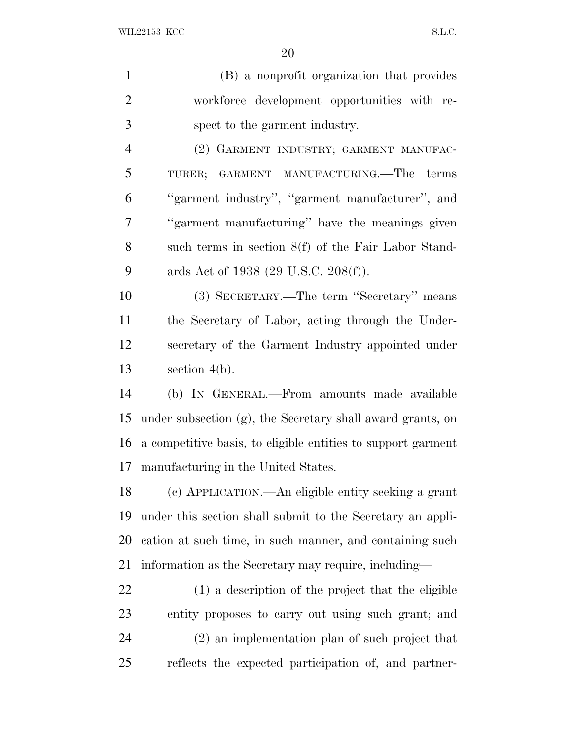(B) a nonprofit organization that provides workforce development opportunities with respect to the garment industry.

(2) GARMENT INDUSTRY; GARMENT MANUFACTURER; GARMENT MANUFACTURING.—The terms "garment industry", "garment manufacturer", and "garment manufacturing" have the meanings given such terms in section 8(f) of the Fair Labor Standards Act of 1938 (29 U.S.C. 208(f)).

(3) SECRETARY.—The term "Secretary" means the Secretary of Labor, acting through the Undersecretary of the Garment Industry appointed under section 4(b).

(b) IN GENERAL.—From amounts made available under subsection (g), the Secretary shall award grants, on a competitive basis, to eligible entities to support garment manufacturing in the United States.

(c) APPLICATION.—An eligible entity seeking a grant under this section shall submit to the Secretary an application at such time, in such manner, and containing such information as the Secretary may require, including—

(1) a description of the project that the eligible entity proposes to carry out using such grant; and

(2) an implementation plan of such project that reflects the expected participation of, and partner-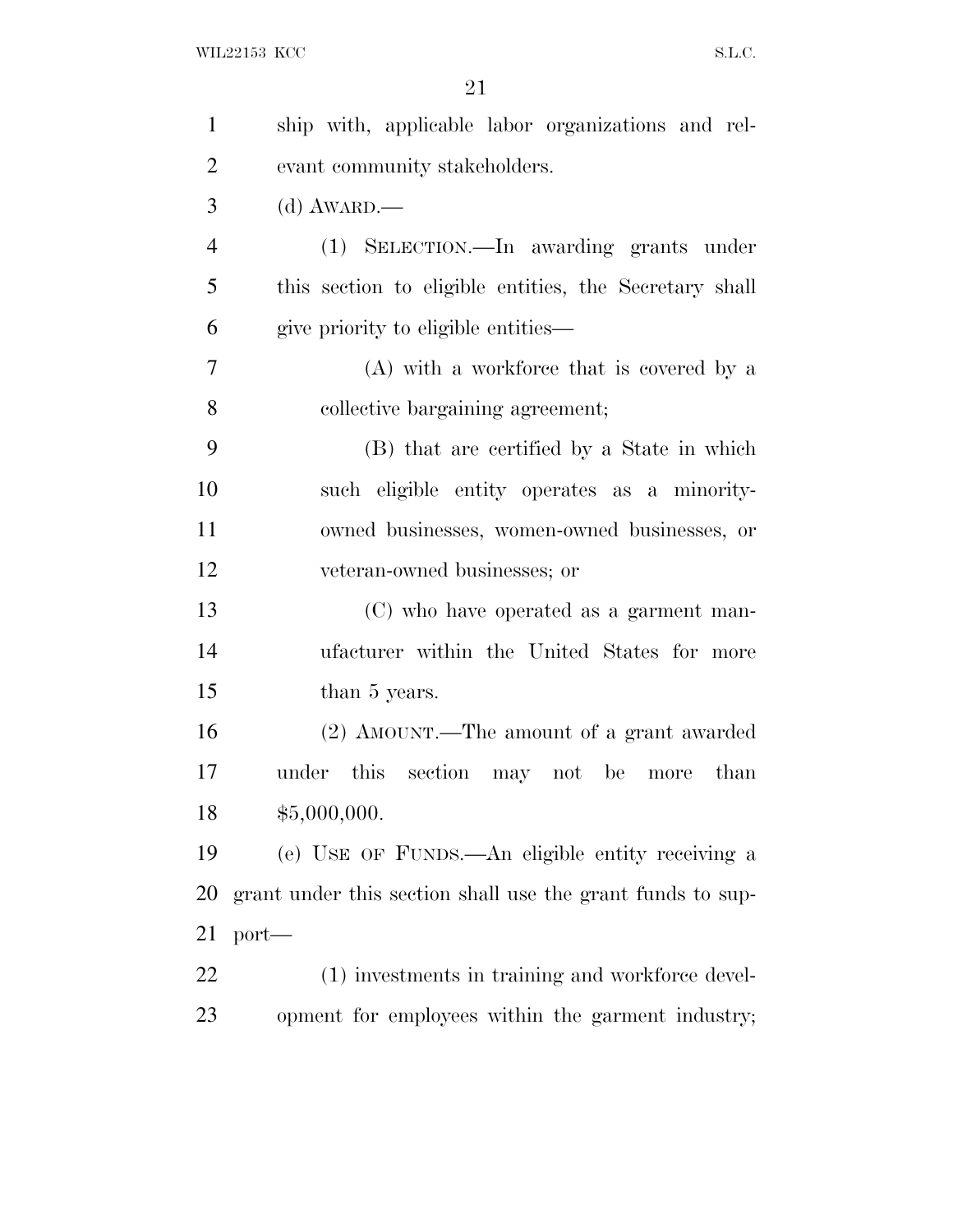ship with, applicable labor organizations and relevant community stakeholders.

(d) AWARD.—

(1) SELECTION.—In awarding grants under this section to eligible entities, the Secretary shall give priority to eligible entities—

(A) with a workforce that is covered by a collective bargaining agreement;

(B) that are certified by a State in which such eligible entity operates as a minority-owned businesses, women-owned businesses, or veteran-owned businesses; or

(C) who have operated as a garment manufacturer within the United States for more than 5 years.

(2) AMOUNT.—The amount of a grant awarded under this section may not be more than $5,000,000.

(e) USE OF FUNDS.—An eligible entity receiving a grant under this section shall use the grant funds to support—

(1) investments in training and workforce development for employees within the garment industry;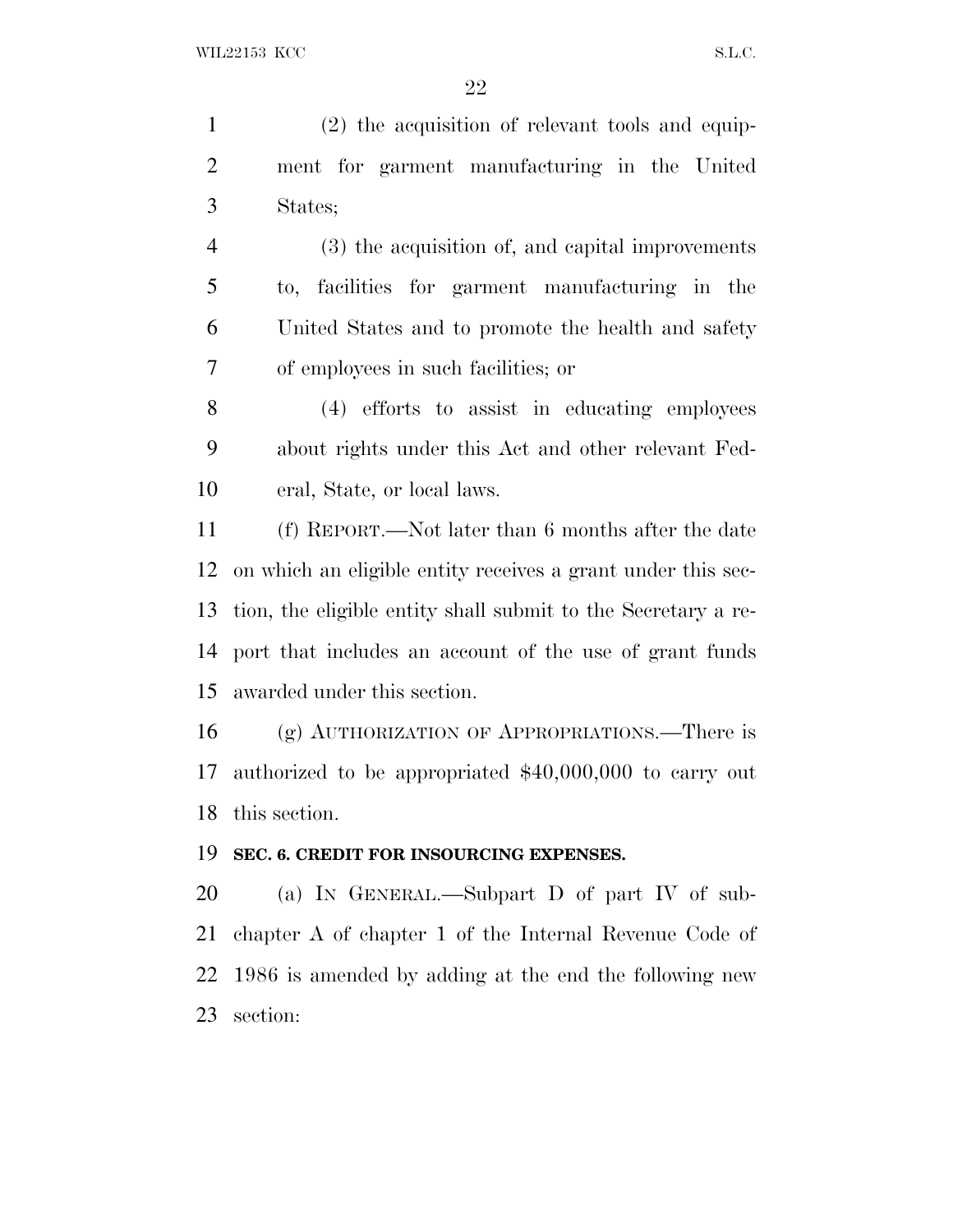(2) the acquisition of relevant tools and equipment for garment manufacturing in the United States;

(3) the acquisition of, and capital improvements to, facilities for garment manufacturing in the United States and to promote the health and safety of employees in such facilities; or

(4) efforts to assist in educating employees about rights under this Act and other relevant Federal, State, or local laws.

(f) REPORT.—Not later than 6 months after the date on which an eligible entity receives a grant under this section, the eligible entity shall submit to the Secretary a report that includes an account of the use of grant funds awarded under this section.

(g) AUTHORIZATION OF APPROPRIATIONS.—There is authorized to be appropriated $40,000,000 to carry out this section.

**SEC. 6. CREDIT FOR INSOURCING EXPENSES.**

(a) IN GENERAL.—Subpart D of part IV of subchapter A of chapter 1 of the Internal Revenue Code of 1986 is amended by adding at the end the following new section: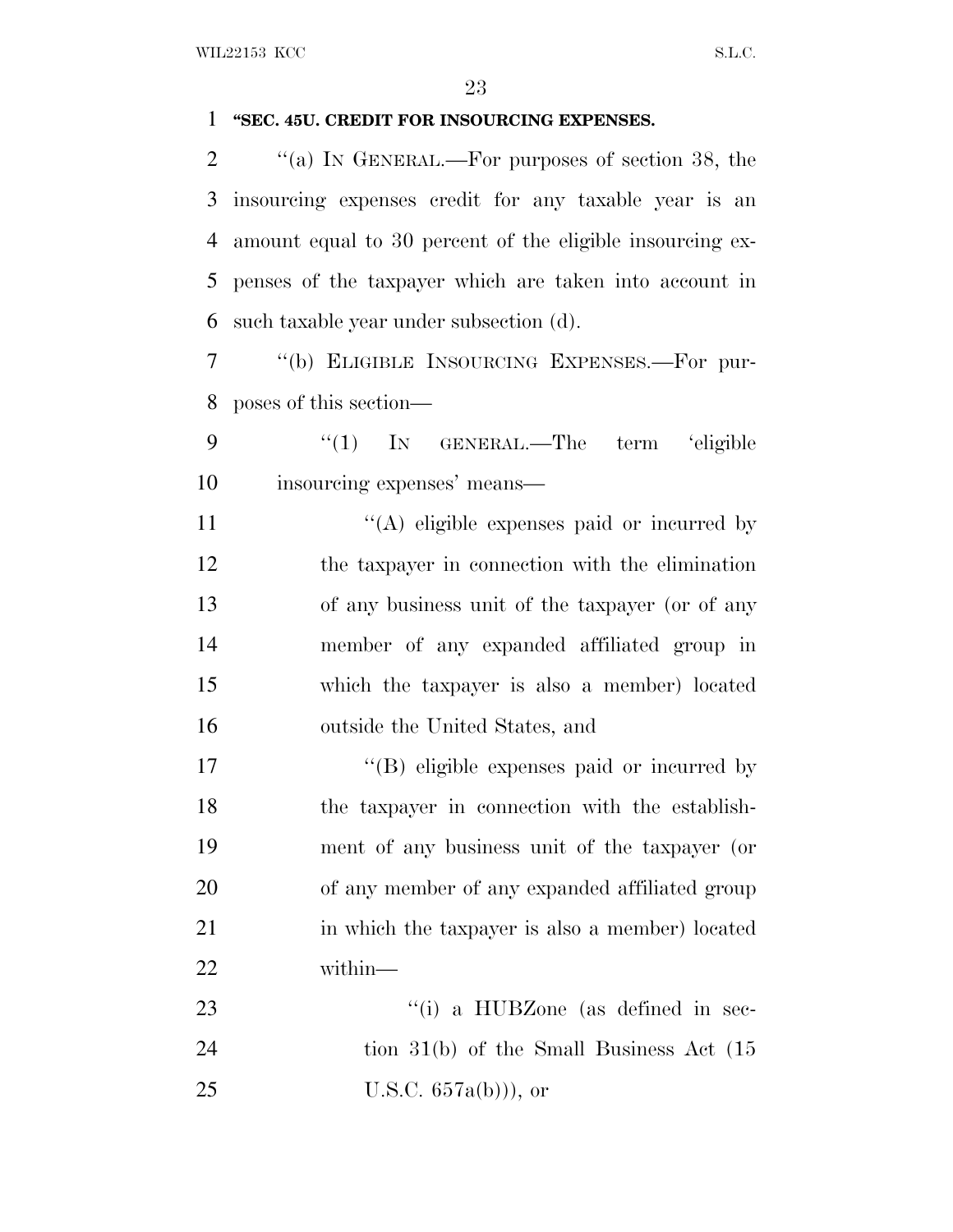**"SEC. 45U. CREDIT FOR INSOURCING EXPENSES.**

"(a) IN GENERAL.—For purposes of section 38, the insourcing expenses credit for any taxable year is an amount equal to 30 percent of the eligible insourcing expenses of the taxpayer which are taken into account in such taxable year under subsection (d).

"(b) ELIGIBLE INSOURCING EXPENSES.—For purposes of this section—

"(1) IN GENERAL.—The term 'eligible insourcing expenses' means—

"(A) eligible expenses paid or incurred by the taxpayer in connection with the elimination of any business unit of the taxpayer (or of any member of any expanded affiliated group in which the taxpayer is also a member) located outside the United States, and

"(B) eligible expenses paid or incurred by the taxpayer in connection with the establishment of any business unit of the taxpayer (or of any member of any expanded affiliated group in which the taxpayer is also a member) located within—

"(i) a HUBZone (as defined in section 31(b) of the Small Business Act (15 U.S.C. 657a(b))), or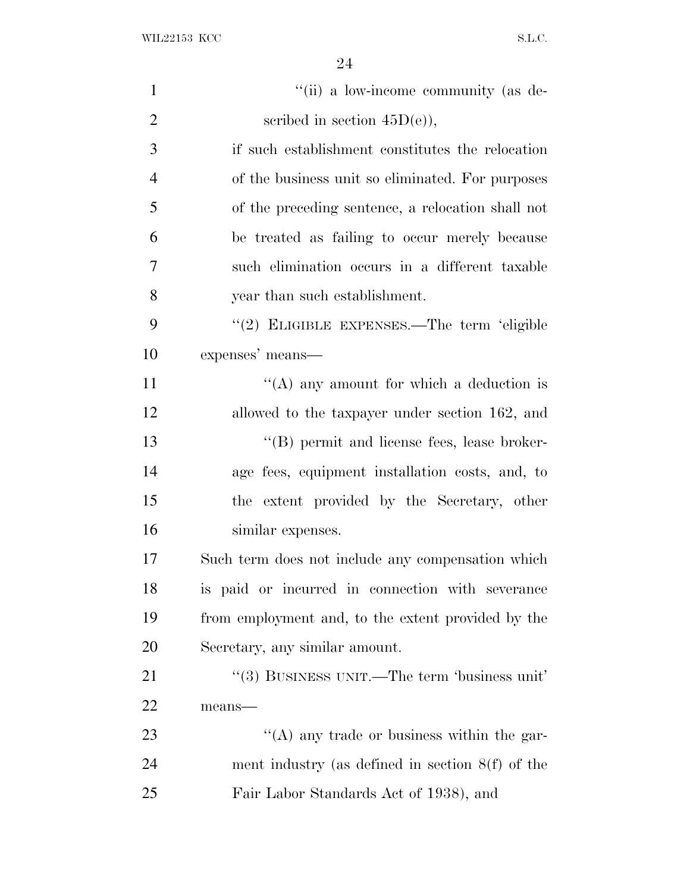"(ii) a low-income community (as described in section 45D(e)),

if such establishment constitutes the relocation of the business unit so eliminated. For purposes of the preceding sentence, a relocation shall not be treated as failing to occur merely because such elimination occurs in a different taxable year than such establishment.

"(2) ELIGIBLE EXPENSES.—The term 'eligible expenses' means—

"(A) any amount for which a deduction is allowed to the taxpayer under section 162, and

"(B) permit and license fees, lease brokerage fees, equipment installation costs, and, to the extent provided by the Secretary, other similar expenses.

Such term does not include any compensation which is paid or incurred in connection with severance from employment and, to the extent provided by the Secretary, any similar amount.

"(3) BUSINESS UNIT.—The term 'business unit' means—

"(A) any trade or business within the garment industry (as defined in section 8(f) of the Fair Labor Standards Act of 1938), and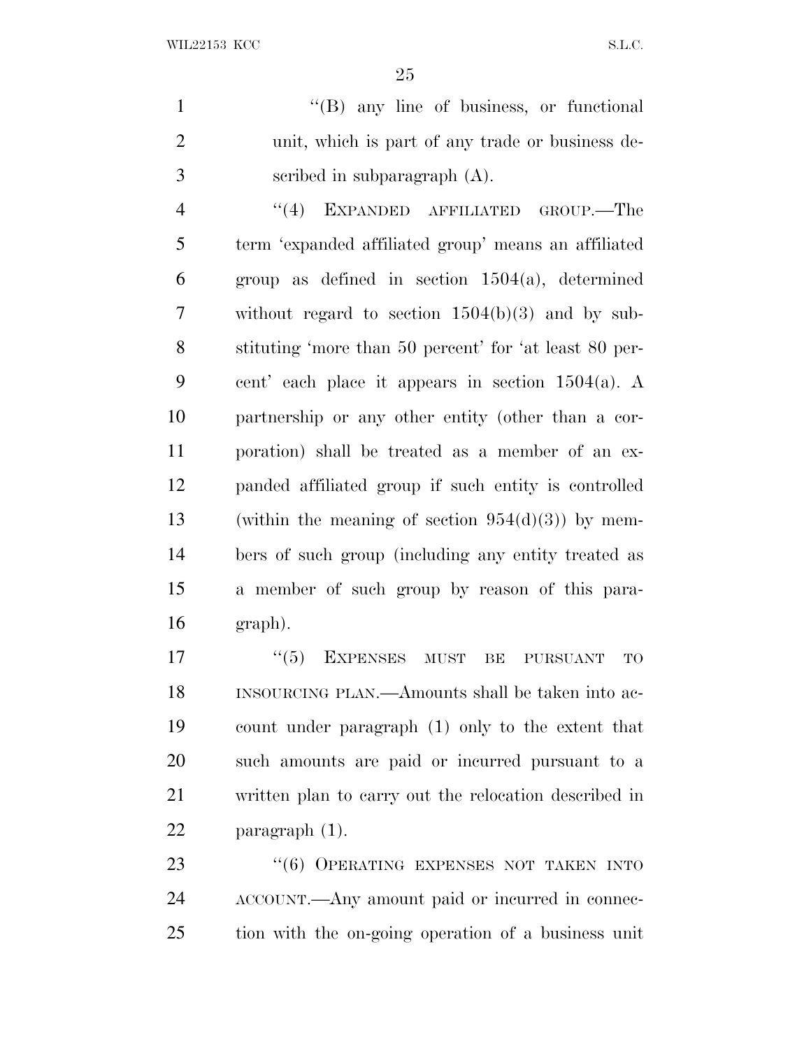"(B) any line of business, or functional unit, which is part of any trade or business described in subparagraph (A).

"(4) EXPANDED AFFILIATED GROUP.—The term 'expanded affiliated group' means an affiliated group as defined in section 1504(a), determined without regard to section 1504(b)(3) and by substituting 'more than 50 percent' for 'at least 80 percent' each place it appears in section 1504(a). A partnership or any other entity (other than a corporation) shall be treated as a member of an expanded affiliated group if such entity is controlled (within the meaning of section 954(d)(3)) by members of such group (including any entity treated as a member of such group by reason of this paragraph).

"(5) EXPENSES MUST BE PURSUANT TO INSOURCING PLAN.—Amounts shall be taken into account under paragraph (1) only to the extent that such amounts are paid or incurred pursuant to a written plan to carry out the relocation described in paragraph (1).

"(6) OPERATING EXPENSES NOT TAKEN INTO ACCOUNT.—Any amount paid or incurred in connection with the on-going operation of a business unit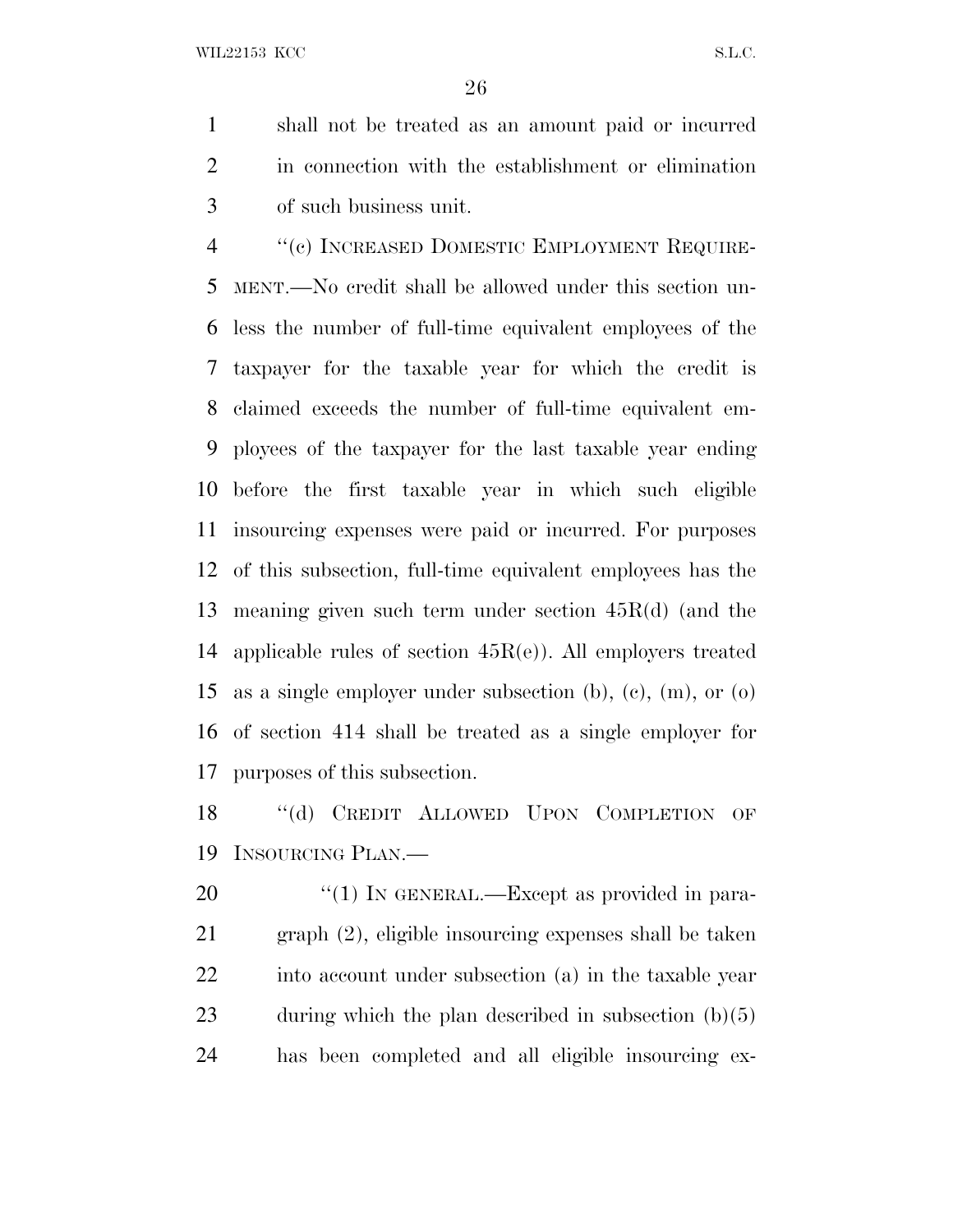shall not be treated as an amount paid or incurred in connection with the establishment or elimination of such business unit.

"(c) INCREASED DOMESTIC EMPLOYMENT REQUIREMENT.—No credit shall be allowed under this section unless the number of full-time equivalent employees of the taxpayer for the taxable year for which the credit is claimed exceeds the number of full-time equivalent employees of the taxpayer for the last taxable year ending before the first taxable year in which such eligible insourcing expenses were paid or incurred. For purposes of this subsection, full-time equivalent employees has the meaning given such term under section 45R(d) (and the applicable rules of section 45R(e)). All employers treated as a single employer under subsection (b), (c), (m), or (o) of section 414 shall be treated as a single employer for purposes of this subsection.

"(d) CREDIT ALLOWED UPON COMPLETION OF INSOURCING PLAN.—

"(1) IN GENERAL.—Except as provided in paragraph (2), eligible insourcing expenses shall be taken into account under subsection (a) in the taxable year during which the plan described in subsection (b)(5) has been completed and all eligible insourcing ex-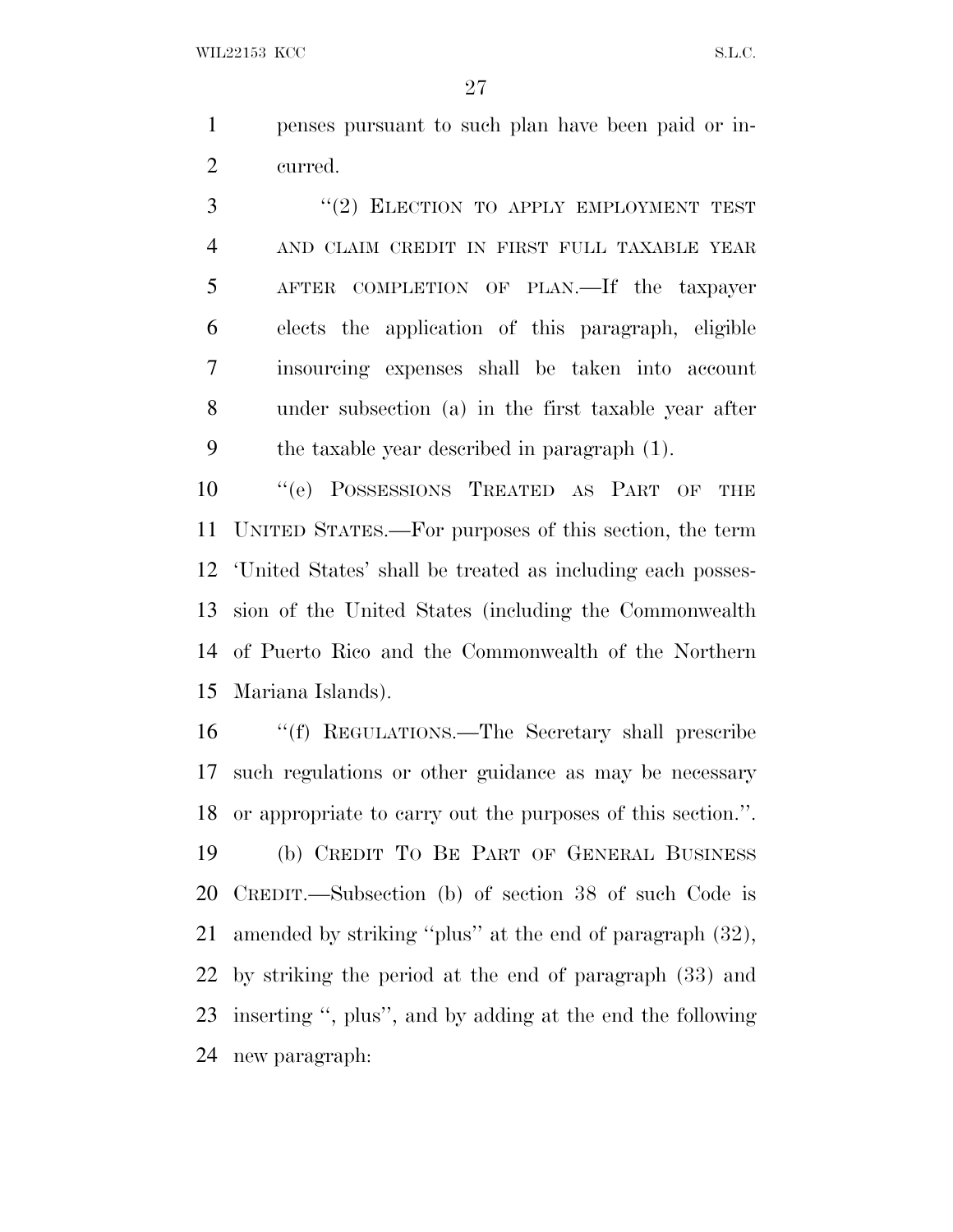penses pursuant to such plan have been paid or incurred.

"(2) ELECTION TO APPLY EMPLOYMENT TEST AND CLAIM CREDIT IN FIRST FULL TAXABLE YEAR AFTER COMPLETION OF PLAN.—If the taxpayer elects the application of this paragraph, eligible insourcing expenses shall be taken into account under subsection (a) in the first taxable year after the taxable year described in paragraph (1).

"(e) POSSESSIONS TREATED AS PART OF THE UNITED STATES.—For purposes of this section, the term 'United States' shall be treated as including each possession of the United States (including the Commonwealth of Puerto Rico and the Commonwealth of the Northern Mariana Islands).

"(f) REGULATIONS.—The Secretary shall prescribe such regulations or other guidance as may be necessary or appropriate to carry out the purposes of this section.".

(b) CREDIT TO BE PART OF GENERAL BUSINESS CREDIT.—Subsection (b) of section 38 of such Code is amended by striking "plus" at the end of paragraph (32), by striking the period at the end of paragraph (33) and inserting ", plus", and by adding at the end the following new paragraph: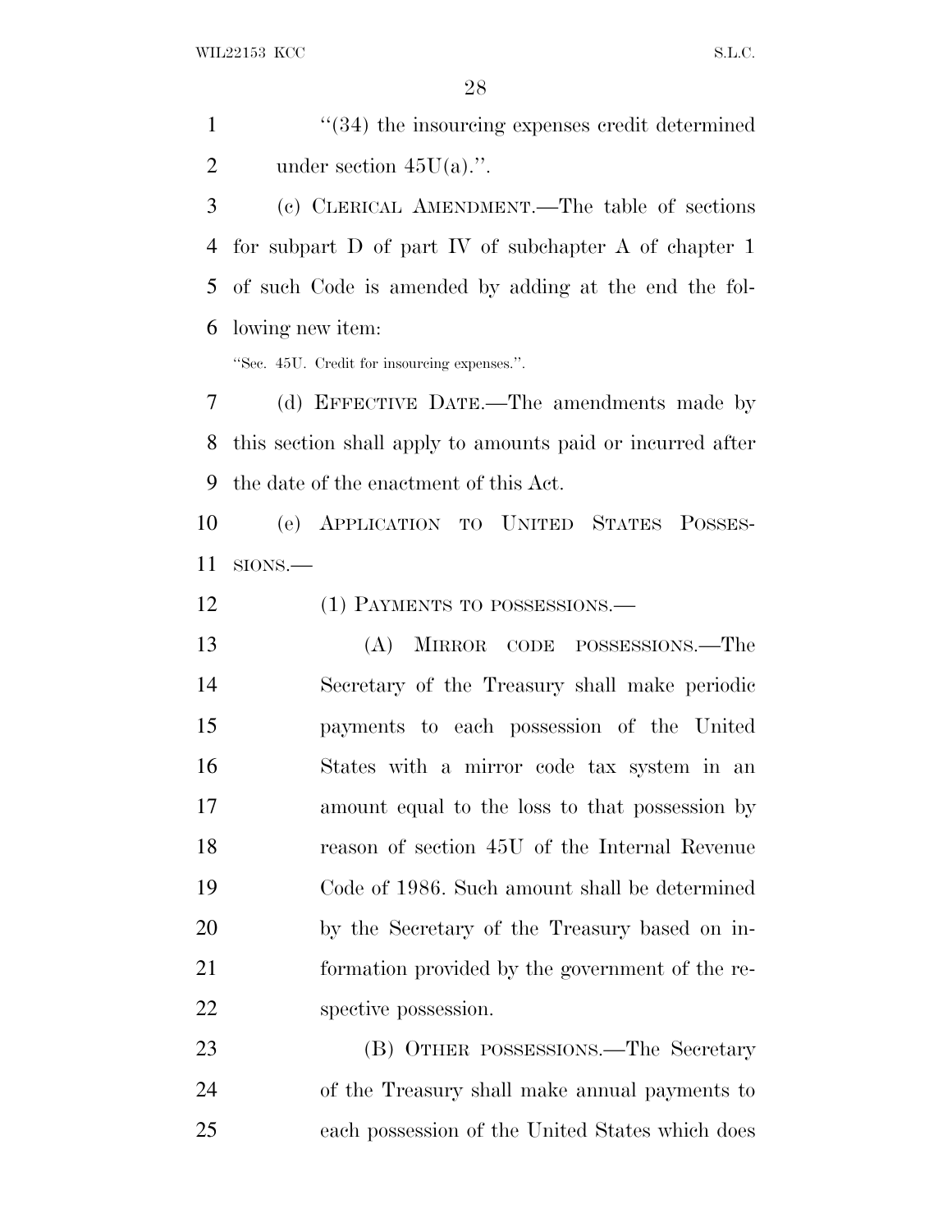"(34) the insourcing expenses credit determined under section 45U(a).".

(c) CLERICAL AMENDMENT.—The table of sections for subpart D of part IV of subchapter A of chapter 1 of such Code is amended by adding at the end the following new item:

"Sec. 45U. Credit for insourcing expenses.".

(d) EFFECTIVE DATE.—The amendments made by this section shall apply to amounts paid or incurred after the date of the enactment of this Act.

(e) APPLICATION TO UNITED STATES POSSESSIONS.—

(1) PAYMENTS TO POSSESSIONS.—

(A) MIRROR CODE POSSESSIONS.—The Secretary of the Treasury shall make periodic payments to each possession of the United States with a mirror code tax system in an amount equal to the loss to that possession by reason of section 45U of the Internal Revenue Code of 1986. Such amount shall be determined by the Secretary of the Treasury based on information provided by the government of the respective possession.

(B) OTHER POSSESSIONS.—The Secretary of the Treasury shall make annual payments to each possession of the United States which does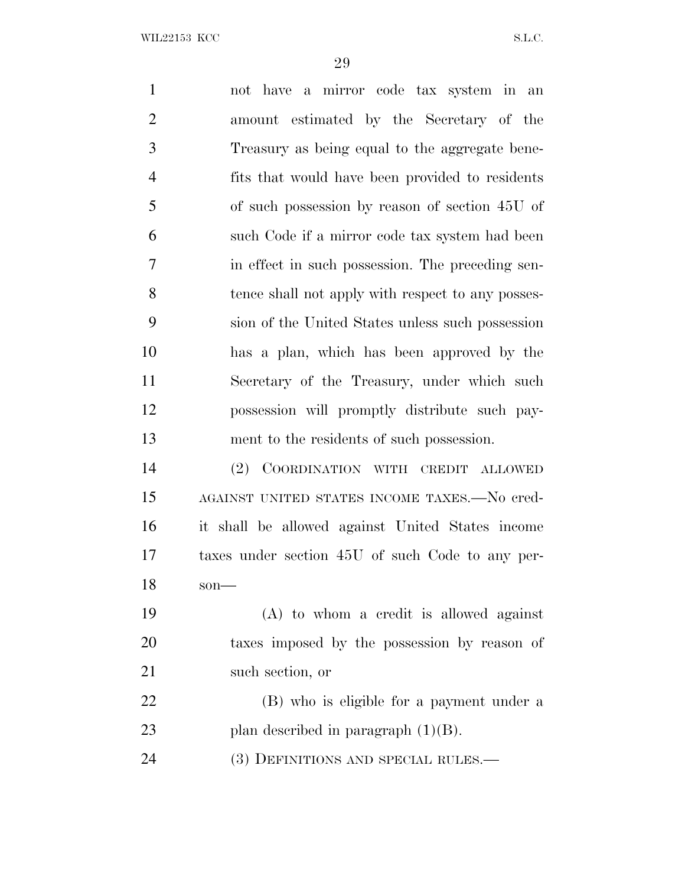not have a mirror code tax system in an amount estimated by the Secretary of the Treasury as being equal to the aggregate benefits that would have been provided to residents of such possession by reason of section 45U of such Code if a mirror code tax system had been in effect in such possession. The preceding sentence shall not apply with respect to any possession of the United States unless such possession has a plan, which has been approved by the Secretary of the Treasury, under which such possession will promptly distribute such payment to the residents of such possession.

(2) COORDINATION WITH CREDIT ALLOWED AGAINST UNITED STATES INCOME TAXES.—No credit shall be allowed against United States income taxes under section 45U of such Code to any person—

(A) to whom a credit is allowed against taxes imposed by the possession by reason of such section, or

(B) who is eligible for a payment under a plan described in paragraph (1)(B).

(3) DEFINITIONS AND SPECIAL RULES.—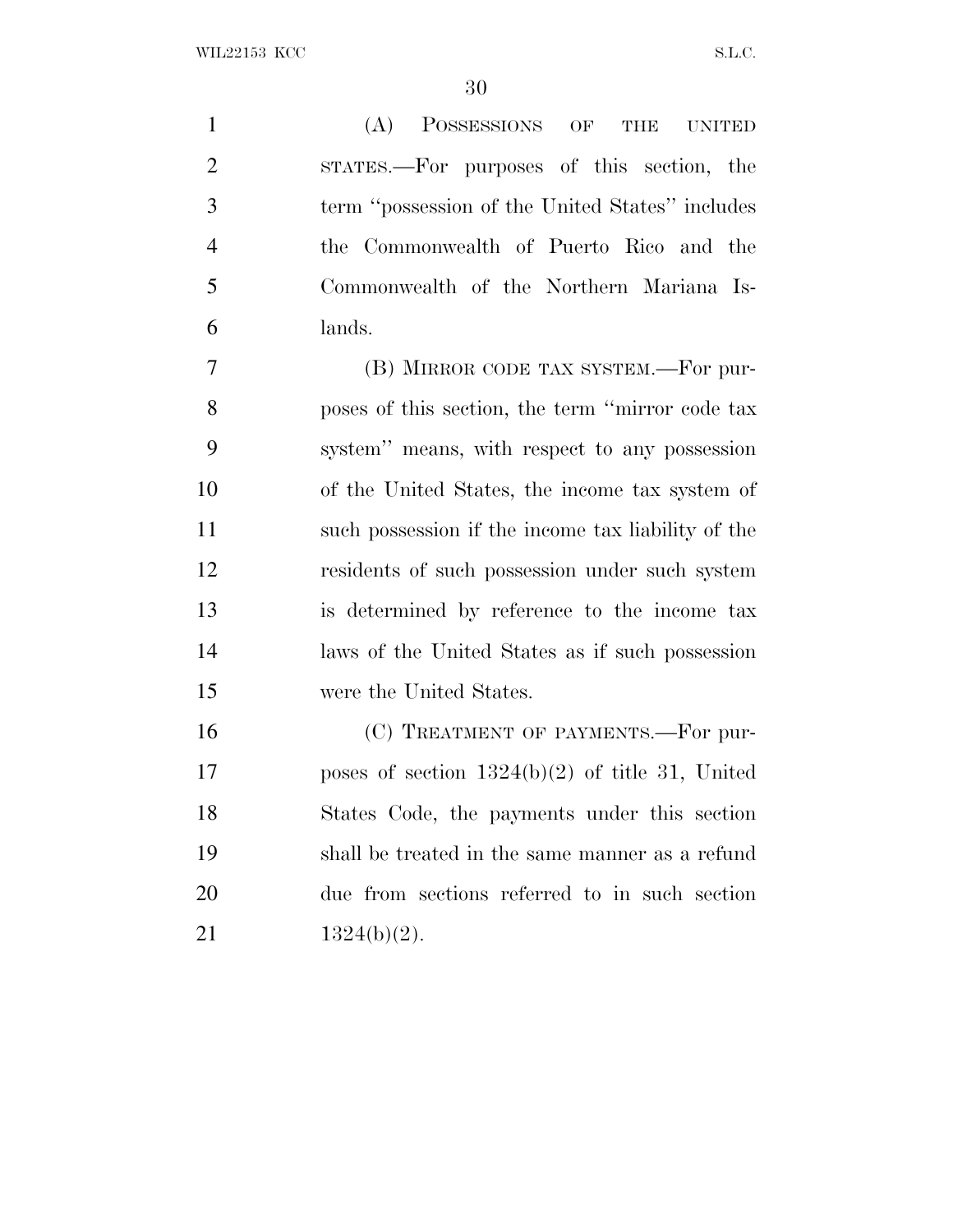(A) POSSESSIONS OF THE UNITED STATES.—For purposes of this section, the term ''possession of the United States'' includes the Commonwealth of Puerto Rico and the Commonwealth of the Northern Mariana Islands.

(B) MIRROR CODE TAX SYSTEM.—For purposes of this section, the term ''mirror code tax system'' means, with respect to any possession of the United States, the income tax system of such possession if the income tax liability of the residents of such possession under such system is determined by reference to the income tax laws of the United States as if such possession were the United States.

(C) TREATMENT OF PAYMENTS.—For purposes of section 1324(b)(2) of title 31, United States Code, the payments under this section shall be treated in the same manner as a refund due from sections referred to in such section 1324(b)(2).